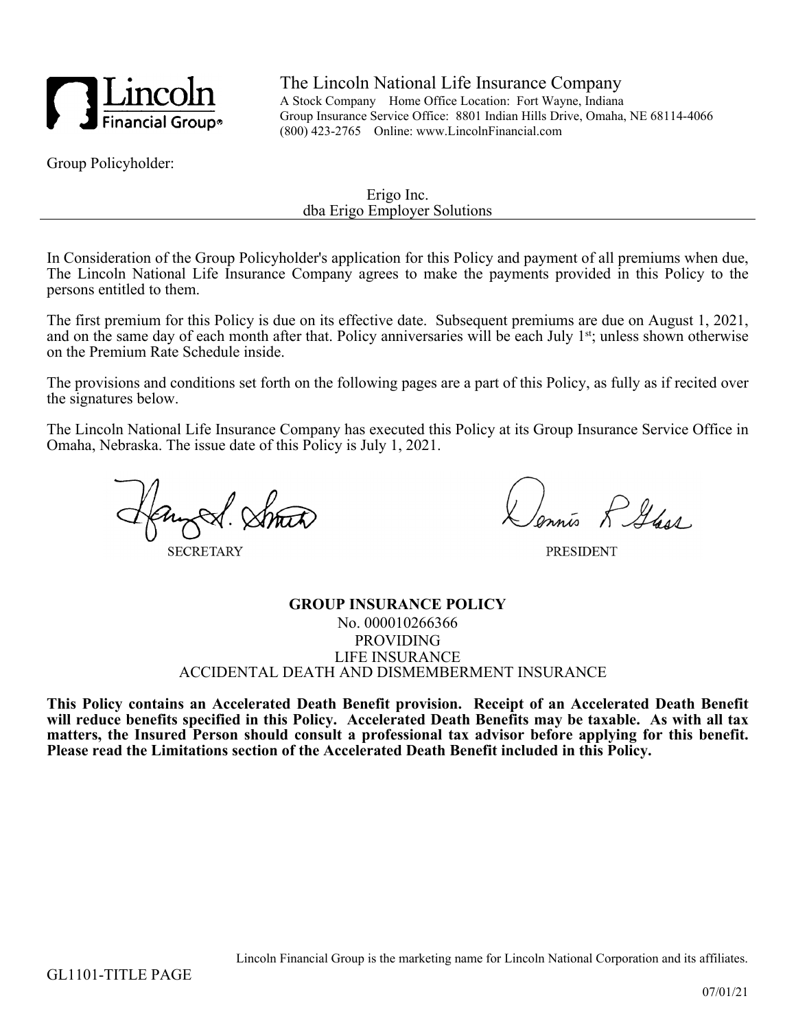# The Lincoln National Life Insurance Company

A Stock Company Home Office Location: Fort Wayne, Indiana
Group Insurance Service Office: 8801 Indian Hills Drive, Omaha, NE 68114-4066
(800) 423-2765 Online: www.LincolnFinancial.com

Group Policyholder:

Erigo Inc.
dba Erigo Employer Solutions

In Consideration of the Group Policyholder's application for this Policy and payment of all premiums when due, The Lincoln National Life Insurance Company agrees to make the payments provided in this Policy to the persons entitled to them.

The first premium for this Policy is due on its effective date. Subsequent premiums are due on August 1, 2021, and on the same day of each month after that. Policy anniversaries will be each July 1st; unless shown otherwise on the Premium Rate Schedule inside.

The provisions and conditions set forth on the following pages are a part of this Policy, as fully as if recited over the signatures below.

The Lincoln National Life Insurance Company has executed this Policy at its Group Insurance Service Office in Omaha, Nebraska. The issue date of this Policy is July 1, 2021.

SECRETARY

PRESIDENT

## GROUP INSURANCE POLICY

No. 000010266366
PROVIDING
LIFE INSURANCE
ACCIDENTAL DEATH AND DISMEMBERMENT INSURANCE

**This Policy contains an Accelerated Death Benefit provision. Receipt of an Accelerated Death Benefit will reduce benefits specified in this Policy. Accelerated Death Benefits may be taxable. As with all tax matters, the Insured Person should consult a professional tax advisor before applying for this benefit. Please read the Limitations section of the Accelerated Death Benefit included in this Policy.**

Lincoln Financial Group is the marketing name for Lincoln National Corporation and its affiliates.

GL1101-TITLE PAGE

07/01/21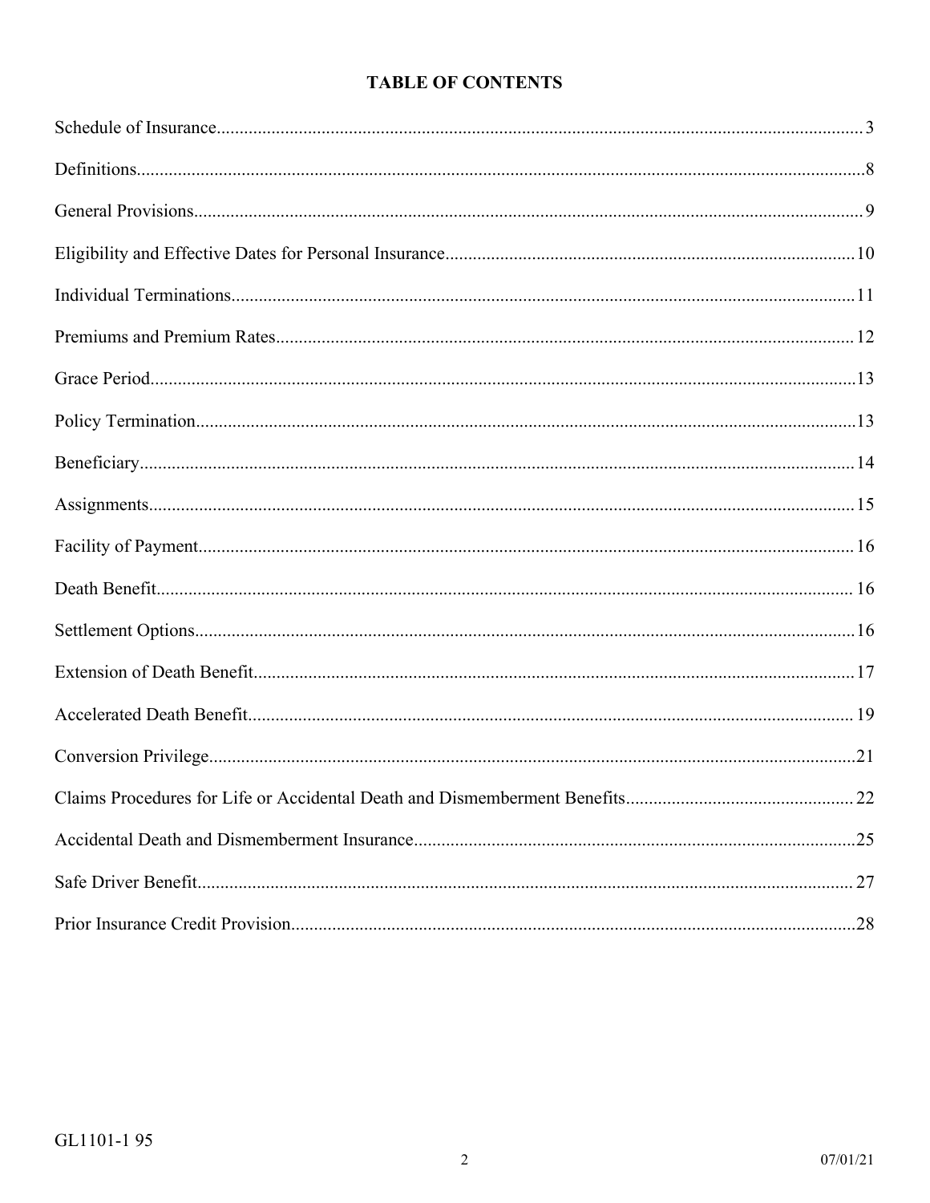# TABLE OF CONTENTS

| Section | Page |
|---|---|
| Schedule of Insurance | 3 |
| Definitions | 8 |
| General Provisions | 9 |
| Eligibility and Effective Dates for Personal Insurance | 10 |
| Individual Terminations | 11 |
| Premiums and Premium Rates | 12 |
| Grace Period | 13 |
| Policy Termination | 13 |
| Beneficiary | 14 |
| Assignments | 15 |
| Facility of Payment | 16 |
| Death Benefit | 16 |
| Settlement Options | 16 |
| Extension of Death Benefit | 17 |
| Accelerated Death Benefit | 19 |
| Conversion Privilege | 21 |
| Claims Procedures for Life or Accidental Death and Dismemberment Benefits | 22 |
| Accidental Death and Dismemberment Insurance | 25 |
| Safe Driver Benefit | 27 |
| Prior Insurance Credit Provision | 28 |

GL1101-1 95

07/01/21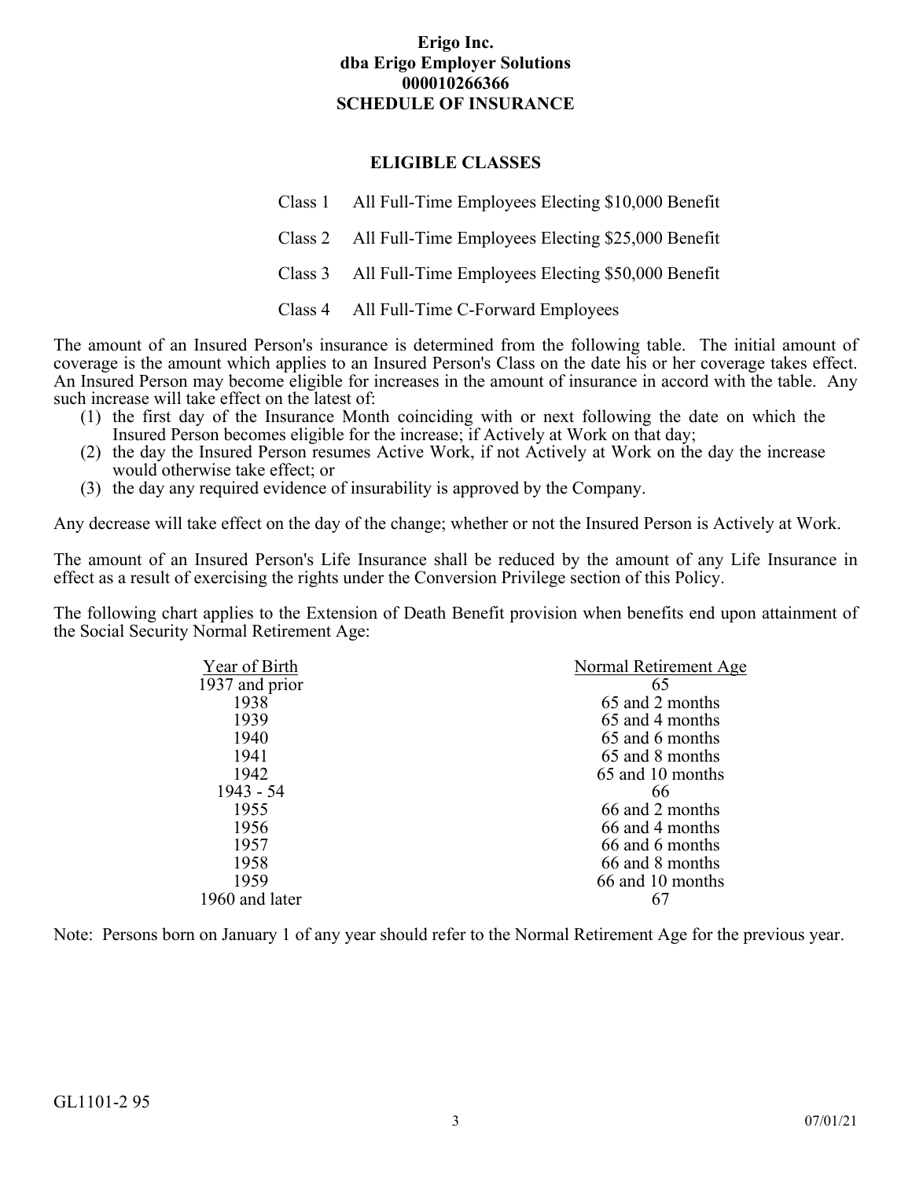**Erigo Inc.**
**dba Erigo Employer Solutions**
**000010266366**

# SCHEDULE OF INSURANCE

## ELIGIBLE CLASSES

| | |
|---|---|
| Class 1 | All Full-Time Employees Electing $10,000 Benefit |
| Class 2 | All Full-Time Employees Electing $25,000 Benefit |
| Class 3 | All Full-Time Employees Electing $50,000 Benefit |
| Class 4 | All Full-Time C-Forward Employees |

The amount of an Insured Person's insurance is determined from the following table. The initial amount of coverage is the amount which applies to an Insured Person's Class on the date his or her coverage takes effect. An Insured Person may become eligible for increases in the amount of insurance in accord with the table. Any such increase will take effect on the latest of:

(1) the first day of the Insurance Month coinciding with or next following the date on which the Insured Person becomes eligible for the increase; if Actively at Work on that day;
(2) the day the Insured Person resumes Active Work, if not Actively at Work on the day the increase would otherwise take effect; or
(3) the day any required evidence of insurability is approved by the Company.

Any decrease will take effect on the day of the change; whether or not the Insured Person is Actively at Work.

The amount of an Insured Person's Life Insurance shall be reduced by the amount of any Life Insurance in effect as a result of exercising the rights under the Conversion Privilege section of this Policy.

The following chart applies to the Extension of Death Benefit provision when benefits end upon attainment of the Social Security Normal Retirement Age:

| Year of Birth | Normal Retirement Age |
|---|---|
| 1937 and prior | 65 |
| 1938 | 65 and 2 months |
| 1939 | 65 and 4 months |
| 1940 | 65 and 6 months |
| 1941 | 65 and 8 months |
| 1942 | 65 and 10 months |
| 1943 - 54 | 66 |
| 1955 | 66 and 2 months |
| 1956 | 66 and 4 months |
| 1957 | 66 and 6 months |
| 1958 | 66 and 8 months |
| 1959 | 66 and 10 months |
| 1960 and later | 67 |

Note: Persons born on January 1 of any year should refer to the Normal Retirement Age for the previous year.

GL1101-2 95

07/01/21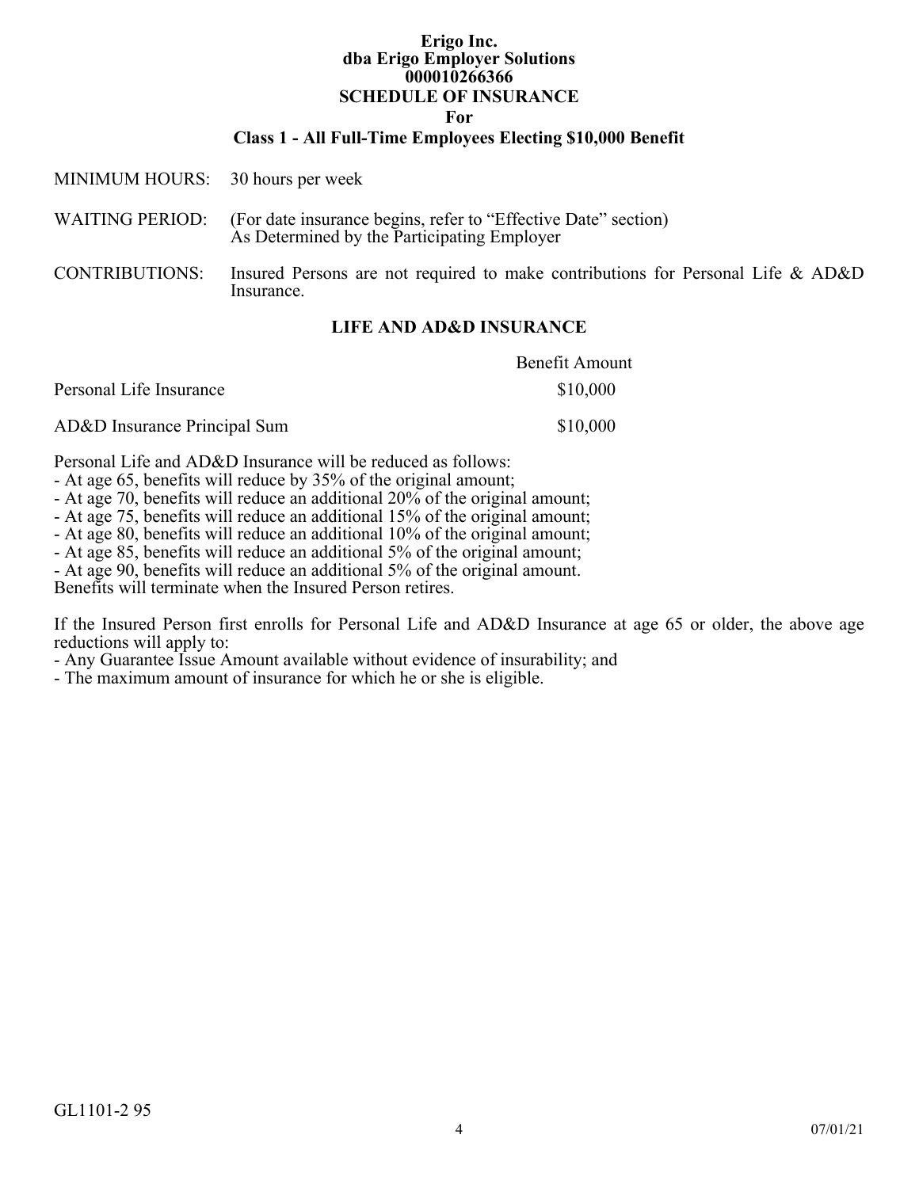**Erigo Inc.**
**dba Erigo Employer Solutions**
**000010266366**

# SCHEDULE OF INSURANCE
**For**
## Class 1 - All Full-Time Employees Electing $10,000 Benefit

MINIMUM HOURS: 30 hours per week

WAITING PERIOD: (For date insurance begins, refer to "Effective Date" section)
As Determined by the Participating Employer

CONTRIBUTIONS: Insured Persons are not required to make contributions for Personal Life & AD&D Insurance.

### LIFE AND AD&D INSURANCE

| | Benefit Amount |
|---|---|
| Personal Life Insurance | $10,000 |
| AD&D Insurance Principal Sum | $10,000 |

Personal Life and AD&D Insurance will be reduced as follows:
- At age 65, benefits will reduce by 35% of the original amount;
- At age 70, benefits will reduce an additional 20% of the original amount;
- At age 75, benefits will reduce an additional 15% of the original amount;
- At age 80, benefits will reduce an additional 10% of the original amount;
- At age 85, benefits will reduce an additional 5% of the original amount;
- At age 90, benefits will reduce an additional 5% of the original amount.

Benefits will terminate when the Insured Person retires.

If the Insured Person first enrolls for Personal Life and AD&D Insurance at age 65 or older, the above age reductions will apply to:
- Any Guarantee Issue Amount available without evidence of insurability; and
- The maximum amount of insurance for which he or she is eligible.

GL1101-2 95

07/01/21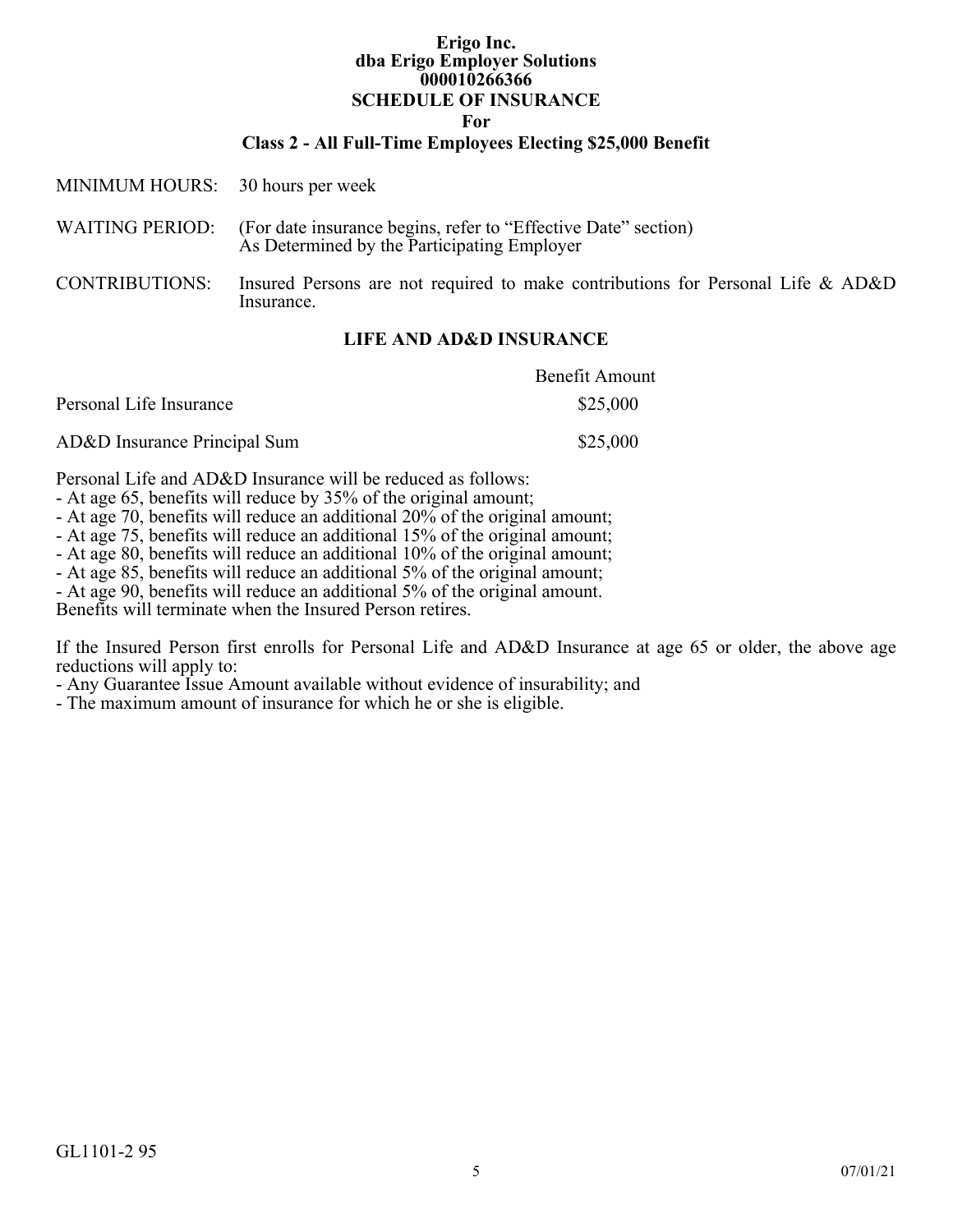**Erigo Inc.**
**dba Erigo Employer Solutions**
**000010266366**

# SCHEDULE OF INSURANCE
**For**
## Class 2 - All Full-Time Employees Electing $25,000 Benefit

MINIMUM HOURS: 30 hours per week

WAITING PERIOD: (For date insurance begins, refer to "Effective Date" section)
As Determined by the Participating Employer

CONTRIBUTIONS: Insured Persons are not required to make contributions for Personal Life & AD&D Insurance.

### LIFE AND AD&D INSURANCE

| | Benefit Amount |
|---|---|
| Personal Life Insurance | $25,000 |
| AD&D Insurance Principal Sum | $25,000 |

Personal Life and AD&D Insurance will be reduced as follows:
- At age 65, benefits will reduce by 35% of the original amount;
- At age 70, benefits will reduce an additional 20% of the original amount;
- At age 75, benefits will reduce an additional 15% of the original amount;
- At age 80, benefits will reduce an additional 10% of the original amount;
- At age 85, benefits will reduce an additional 5% of the original amount;
- At age 90, benefits will reduce an additional 5% of the original amount.

Benefits will terminate when the Insured Person retires.

If the Insured Person first enrolls for Personal Life and AD&D Insurance at age 65 or older, the above age reductions will apply to:
- Any Guarantee Issue Amount available without evidence of insurability; and
- The maximum amount of insurance for which he or she is eligible.

GL1101-2 95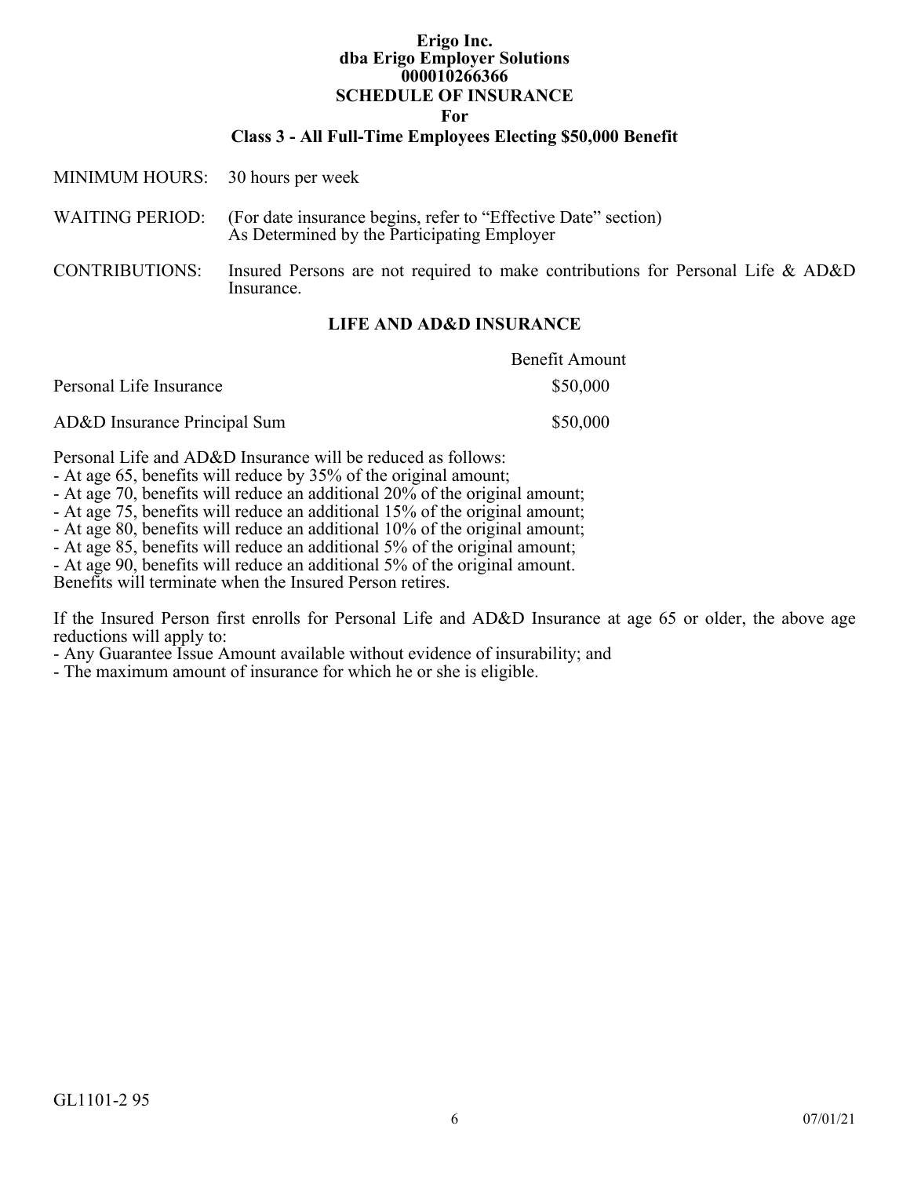**Erigo Inc.**
**dba Erigo Employer Solutions**
**000010266366**

# SCHEDULE OF INSURANCE

**For**

## Class 3 - All Full-Time Employees Electing $50,000 Benefit

| | |
|---|---|
| MINIMUM HOURS: | 30 hours per week |
| WAITING PERIOD: | (For date insurance begins, refer to "Effective Date" section) As Determined by the Participating Employer |
| CONTRIBUTIONS: | Insured Persons are not required to make contributions for Personal Life & AD&D Insurance. |

## LIFE AND AD&D INSURANCE

| | Benefit Amount |
|---|---|
| Personal Life Insurance | $50,000 |
| AD&D Insurance Principal Sum | $50,000 |

Personal Life and AD&D Insurance will be reduced as follows:
- At age 65, benefits will reduce by 35% of the original amount;
- At age 70, benefits will reduce an additional 20% of the original amount;
- At age 75, benefits will reduce an additional 15% of the original amount;
- At age 80, benefits will reduce an additional 10% of the original amount;
- At age 85, benefits will reduce an additional 5% of the original amount;
- At age 90, benefits will reduce an additional 5% of the original amount.

Benefits will terminate when the Insured Person retires.

If the Insured Person first enrolls for Personal Life and AD&D Insurance at age 65 or older, the above age reductions will apply to:
- Any Guarantee Issue Amount available without evidence of insurability; and
- The maximum amount of insurance for which he or she is eligible.

GL1101-2 95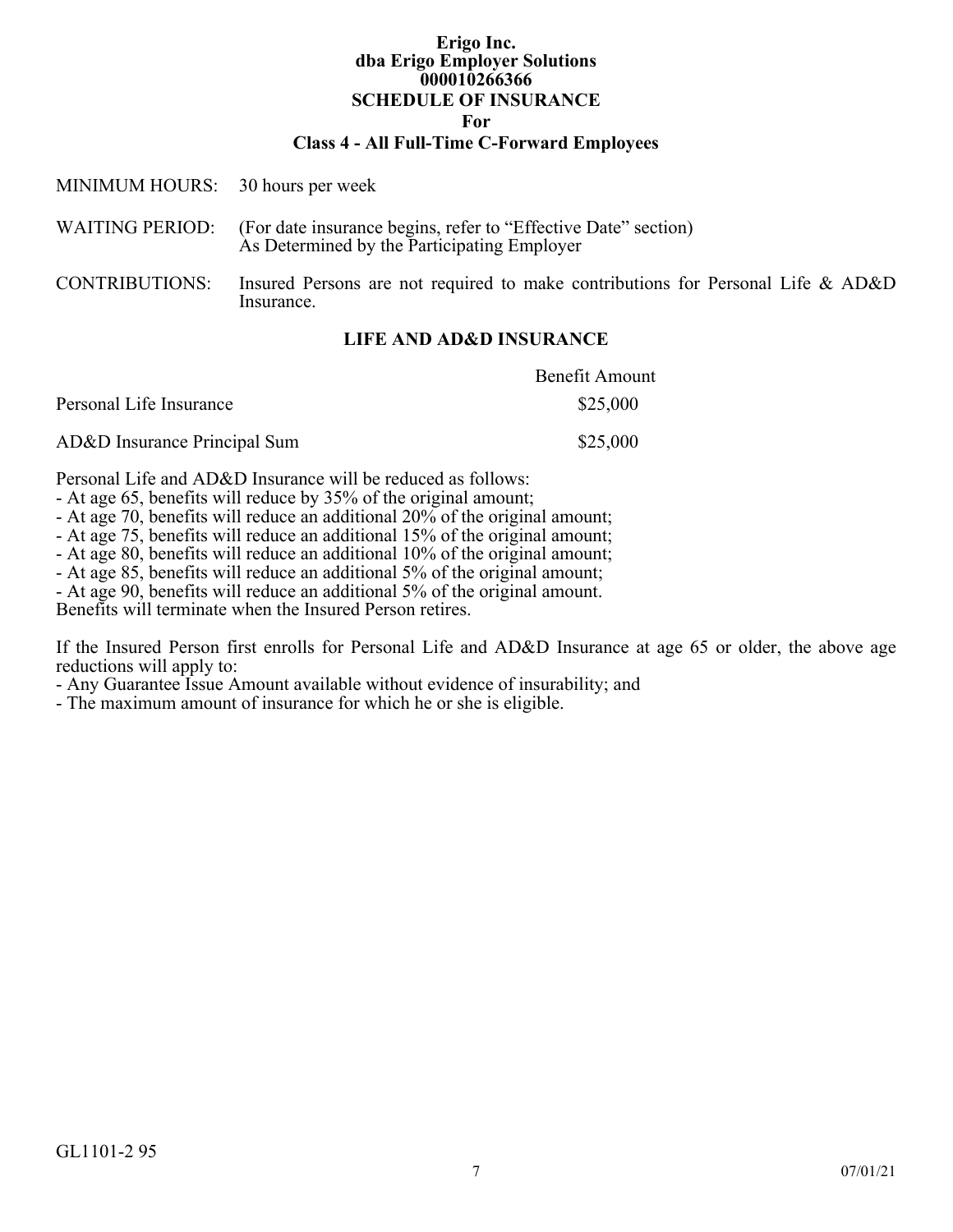**Erigo Inc.**
**dba Erigo Employer Solutions**
**000010266366**

## SCHEDULE OF INSURANCE
## For
## Class 4 - All Full-Time C-Forward Employees

MINIMUM HOURS: 30 hours per week

WAITING PERIOD: (For date insurance begins, refer to "Effective Date" section)
As Determined by the Participating Employer

CONTRIBUTIONS: Insured Persons are not required to make contributions for Personal Life & AD&D Insurance.

### LIFE AND AD&D INSURANCE

| | Benefit Amount |
|---|---|
| Personal Life Insurance | $25,000 |
| AD&D Insurance Principal Sum | $25,000 |

Personal Life and AD&D Insurance will be reduced as follows:
- At age 65, benefits will reduce by 35% of the original amount;
- At age 70, benefits will reduce an additional 20% of the original amount;
- At age 75, benefits will reduce an additional 15% of the original amount;
- At age 80, benefits will reduce an additional 10% of the original amount;
- At age 85, benefits will reduce an additional 5% of the original amount;
- At age 90, benefits will reduce an additional 5% of the original amount.

Benefits will terminate when the Insured Person retires.

If the Insured Person first enrolls for Personal Life and AD&D Insurance at age 65 or older, the above age reductions will apply to:
- Any Guarantee Issue Amount available without evidence of insurability; and
- The maximum amount of insurance for which he or she is eligible.

GL1101-2 95
07/01/21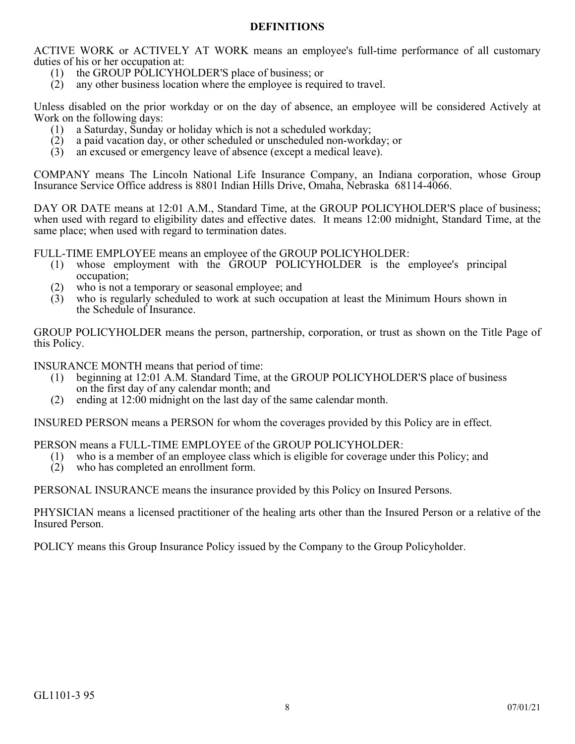## DEFINITIONS

ACTIVE WORK or ACTIVELY AT WORK means an employee's full-time performance of all customary duties of his or her occupation at:

(1) the GROUP POLICYHOLDER'S place of business; or
(2) any other business location where the employee is required to travel.

Unless disabled on the prior workday or on the day of absence, an employee will be considered Actively at Work on the following days:

(1) a Saturday, Sunday or holiday which is not a scheduled workday;
(2) a paid vacation day, or other scheduled or unscheduled non-workday; or
(3) an excused or emergency leave of absence (except a medical leave).

COMPANY means The Lincoln National Life Insurance Company, an Indiana corporation, whose Group Insurance Service Office address is 8801 Indian Hills Drive, Omaha, Nebraska 68114-4066.

DAY OR DATE means at 12:01 A.M., Standard Time, at the GROUP POLICYHOLDER'S place of business; when used with regard to eligibility dates and effective dates. It means 12:00 midnight, Standard Time, at the same place; when used with regard to termination dates.

FULL-TIME EMPLOYEE means an employee of the GROUP POLICYHOLDER:

(1) whose employment with the GROUP POLICYHOLDER is the employee's principal occupation;
(2) who is not a temporary or seasonal employee; and
(3) who is regularly scheduled to work at such occupation at least the Minimum Hours shown in the Schedule of Insurance.

GROUP POLICYHOLDER means the person, partnership, corporation, or trust as shown on the Title Page of this Policy.

INSURANCE MONTH means that period of time:

(1) beginning at 12:01 A.M. Standard Time, at the GROUP POLICYHOLDER'S place of business on the first day of any calendar month; and
(2) ending at 12:00 midnight on the last day of the same calendar month.

INSURED PERSON means a PERSON for whom the coverages provided by this Policy are in effect.

PERSON means a FULL-TIME EMPLOYEE of the GROUP POLICYHOLDER:

(1) who is a member of an employee class which is eligible for coverage under this Policy; and
(2) who has completed an enrollment form.

PERSONAL INSURANCE means the insurance provided by this Policy on Insured Persons.

PHYSICIAN means a licensed practitioner of the healing arts other than the Insured Person or a relative of the Insured Person.

POLICY means this Group Insurance Policy issued by the Company to the Group Policyholder.

GL1101-3 95

07/01/21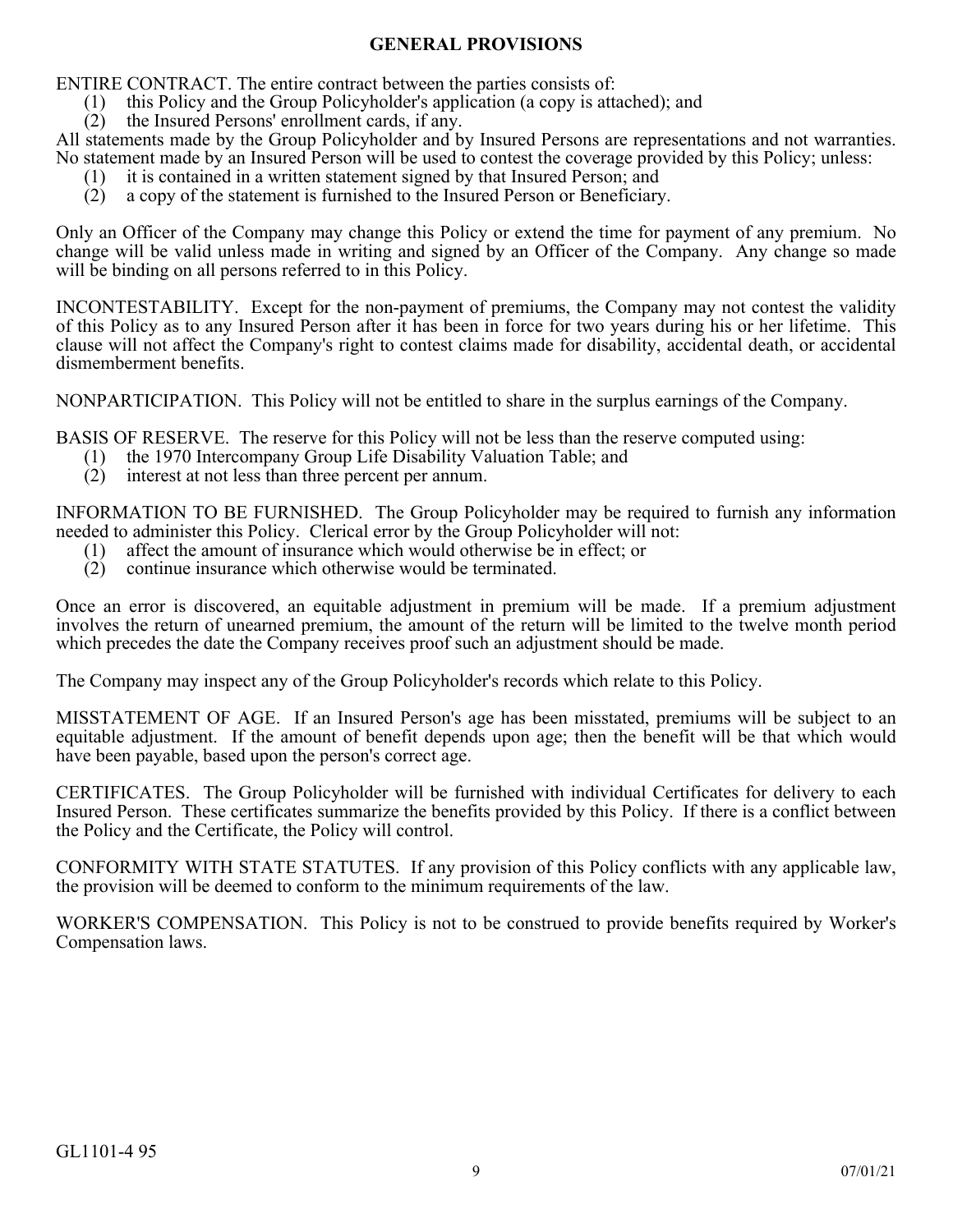## GENERAL PROVISIONS

ENTIRE CONTRACT. The entire contract between the parties consists of:

(1) this Policy and the Group Policyholder's application (a copy is attached); and
(2) the Insured Persons' enrollment cards, if any.

All statements made by the Group Policyholder and by Insured Persons are representations and not warranties. No statement made by an Insured Person will be used to contest the coverage provided by this Policy; unless:

(1) it is contained in a written statement signed by that Insured Person; and
(2) a copy of the statement is furnished to the Insured Person or Beneficiary.

Only an Officer of the Company may change this Policy or extend the time for payment of any premium. No change will be valid unless made in writing and signed by an Officer of the Company. Any change so made will be binding on all persons referred to in this Policy.

INCONTESTABILITY. Except for the non-payment of premiums, the Company may not contest the validity of this Policy as to any Insured Person after it has been in force for two years during his or her lifetime. This clause will not affect the Company's right to contest claims made for disability, accidental death, or accidental dismemberment benefits.

NONPARTICIPATION. This Policy will not be entitled to share in the surplus earnings of the Company.

BASIS OF RESERVE. The reserve for this Policy will not be less than the reserve computed using:

(1) the 1970 Intercompany Group Life Disability Valuation Table; and
(2) interest at not less than three percent per annum.

INFORMATION TO BE FURNISHED. The Group Policyholder may be required to furnish any information needed to administer this Policy. Clerical error by the Group Policyholder will not:

(1) affect the amount of insurance which would otherwise be in effect; or
(2) continue insurance which otherwise would be terminated.

Once an error is discovered, an equitable adjustment in premium will be made. If a premium adjustment involves the return of unearned premium, the amount of the return will be limited to the twelve month period which precedes the date the Company receives proof such an adjustment should be made.

The Company may inspect any of the Group Policyholder's records which relate to this Policy.

MISSTATEMENT OF AGE. If an Insured Person's age has been misstated, premiums will be subject to an equitable adjustment. If the amount of benefit depends upon age; then the benefit will be that which would have been payable, based upon the person's correct age.

CERTIFICATES. The Group Policyholder will be furnished with individual Certificates for delivery to each Insured Person. These certificates summarize the benefits provided by this Policy. If there is a conflict between the Policy and the Certificate, the Policy will control.

CONFORMITY WITH STATE STATUTES. If any provision of this Policy conflicts with any applicable law, the provision will be deemed to conform to the minimum requirements of the law.

WORKER'S COMPENSATION. This Policy is not to be construed to provide benefits required by Worker's Compensation laws.

GL1101-4 95

07/01/21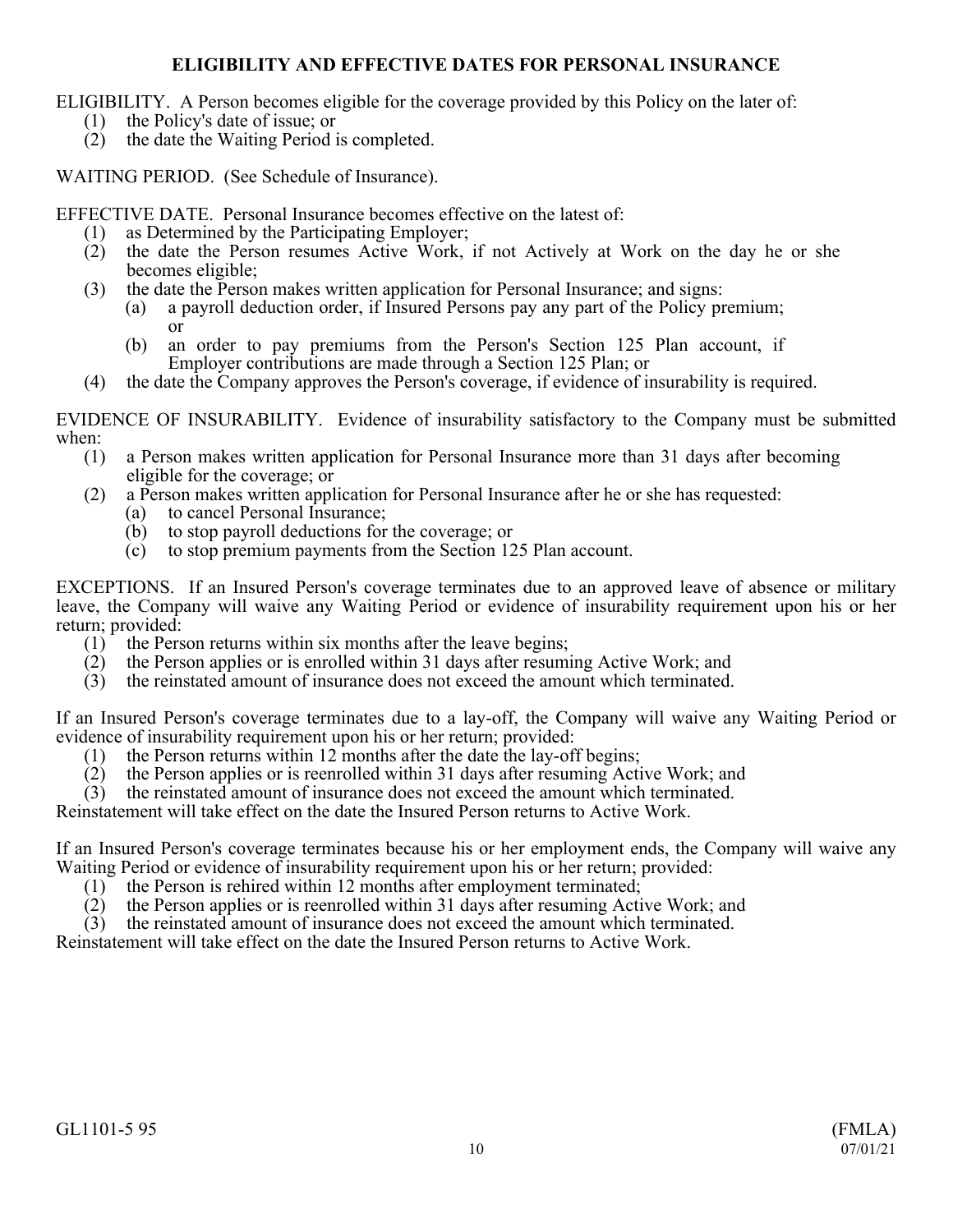## ELIGIBILITY AND EFFECTIVE DATES FOR PERSONAL INSURANCE

ELIGIBILITY. A Person becomes eligible for the coverage provided by this Policy on the later of:

(1) the Policy's date of issue; or
(2) the date the Waiting Period is completed.

WAITING PERIOD. (See Schedule of Insurance).

EFFECTIVE DATE. Personal Insurance becomes effective on the latest of:

(1) as Determined by the Participating Employer;
(2) the date the Person resumes Active Work, if not Actively at Work on the day he or she becomes eligible;
(3) the date the Person makes written application for Personal Insurance; and signs:
   (a) a payroll deduction order, if Insured Persons pay any part of the Policy premium; or
   (b) an order to pay premiums from the Person's Section 125 Plan account, if Employer contributions are made through a Section 125 Plan; or
(4) the date the Company approves the Person's coverage, if evidence of insurability is required.

EVIDENCE OF INSURABILITY. Evidence of insurability satisfactory to the Company must be submitted when:

(1) a Person makes written application for Personal Insurance more than 31 days after becoming eligible for the coverage; or
(2) a Person makes written application for Personal Insurance after he or she has requested:
   (a) to cancel Personal Insurance;
   (b) to stop payroll deductions for the coverage; or
   (c) to stop premium payments from the Section 125 Plan account.

EXCEPTIONS. If an Insured Person's coverage terminates due to an approved leave of absence or military leave, the Company will waive any Waiting Period or evidence of insurability requirement upon his or her return; provided:

(1) the Person returns within six months after the leave begins;
(2) the Person applies or is enrolled within 31 days after resuming Active Work; and
(3) the reinstated amount of insurance does not exceed the amount which terminated.

If an Insured Person's coverage terminates due to a lay-off, the Company will waive any Waiting Period or evidence of insurability requirement upon his or her return; provided:

(1) the Person returns within 12 months after the date the lay-off begins;
(2) the Person applies or is reenrolled within 31 days after resuming Active Work; and
(3) the reinstated amount of insurance does not exceed the amount which terminated.

Reinstatement will take effect on the date the Insured Person returns to Active Work.

If an Insured Person's coverage terminates because his or her employment ends, the Company will waive any Waiting Period or evidence of insurability requirement upon his or her return; provided:

(1) the Person is rehired within 12 months after employment terminated;
(2) the Person applies or is reenrolled within 31 days after resuming Active Work; and
(3) the reinstated amount of insurance does not exceed the amount which terminated.

Reinstatement will take effect on the date the Insured Person returns to Active Work.

GL1101-5 95 (FMLA) 07/01/21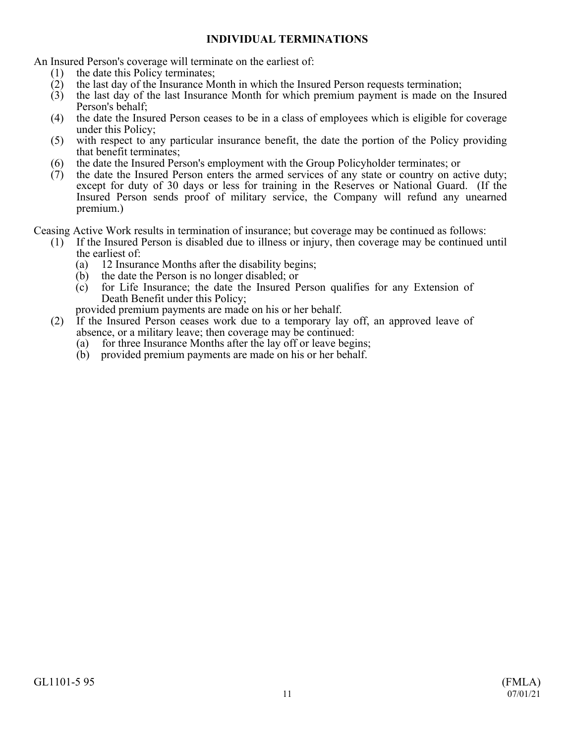## INDIVIDUAL TERMINATIONS

An Insured Person's coverage will terminate on the earliest of:

(1) the date this Policy terminates;
(2) the last day of the Insurance Month in which the Insured Person requests termination;
(3) the last day of the last Insurance Month for which premium payment is made on the Insured Person's behalf;
(4) the date the Insured Person ceases to be in a class of employees which is eligible for coverage under this Policy;
(5) with respect to any particular insurance benefit, the date the portion of the Policy providing that benefit terminates;
(6) the date the Insured Person's employment with the Group Policyholder terminates; or
(7) the date the Insured Person enters the armed services of any state or country on active duty; except for duty of 30 days or less for training in the Reserves or National Guard. (If the Insured Person sends proof of military service, the Company will refund any unearned premium.)

Ceasing Active Work results in termination of insurance; but coverage may be continued as follows:

(1) If the Insured Person is disabled due to illness or injury, then coverage may be continued until the earliest of:
   (a) 12 Insurance Months after the disability begins;
   (b) the date the Person is no longer disabled; or
   (c) for Life Insurance; the date the Insured Person qualifies for any Extension of Death Benefit under this Policy;

   provided premium payments are made on his or her behalf.
(2) If the Insured Person ceases work due to a temporary lay off, an approved leave of absence, or a military leave; then coverage may be continued:
   (a) for three Insurance Months after the lay off or leave begins;
   (b) provided premium payments are made on his or her behalf.

GL1101-5 95 (FMLA) 07/01/21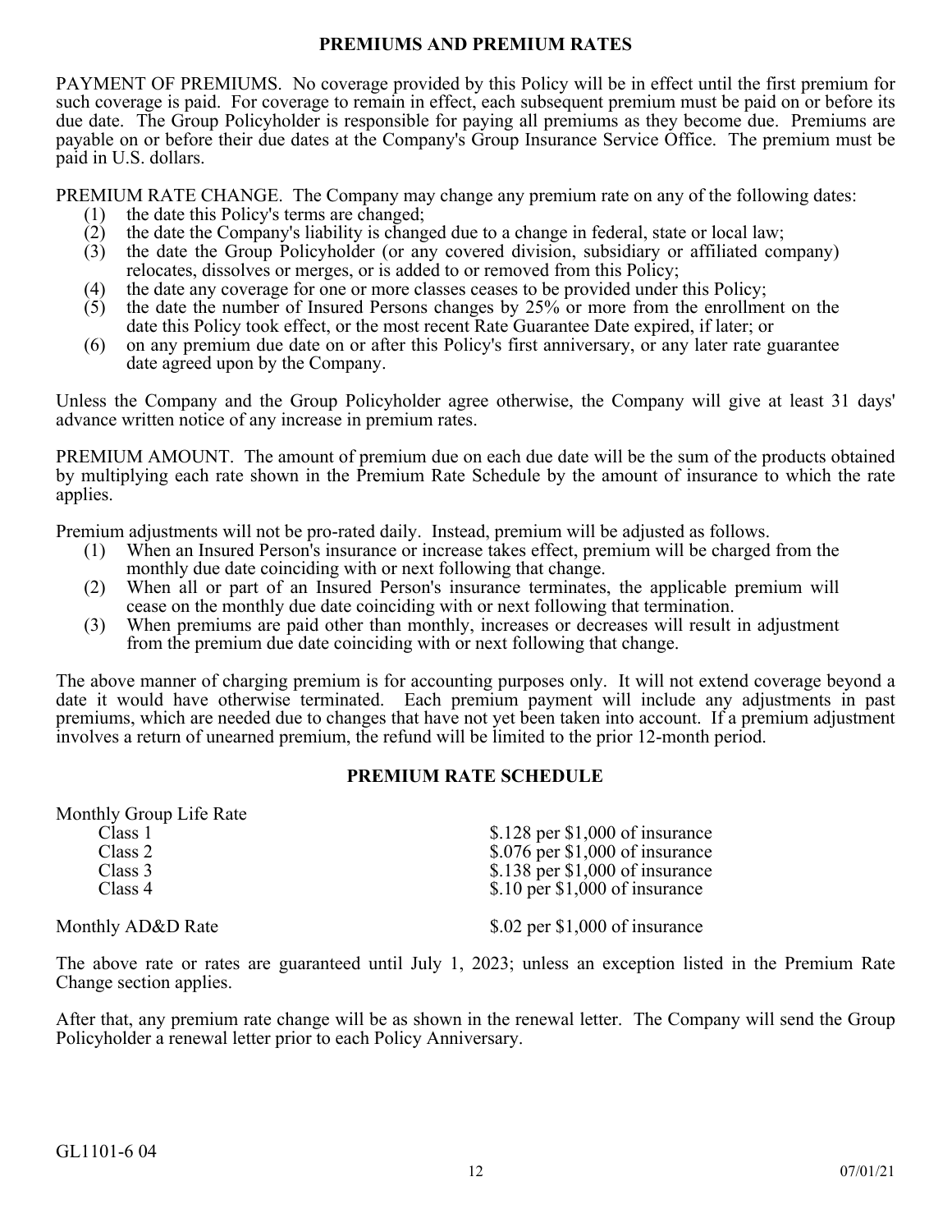## PREMIUMS AND PREMIUM RATES

PAYMENT OF PREMIUMS. No coverage provided by this Policy will be in effect until the first premium for such coverage is paid. For coverage to remain in effect, each subsequent premium must be paid on or before its due date. The Group Policyholder is responsible for paying all premiums as they become due. Premiums are payable on or before their due dates at the Company's Group Insurance Service Office. The premium must be paid in U.S. dollars.

PREMIUM RATE CHANGE. The Company may change any premium rate on any of the following dates:

(1) the date this Policy's terms are changed;
(2) the date the Company's liability is changed due to a change in federal, state or local law;
(3) the date the Group Policyholder (or any covered division, subsidiary or affiliated company) relocates, dissolves or merges, or is added to or removed from this Policy;
(4) the date any coverage for one or more classes ceases to be provided under this Policy;
(5) the date the number of Insured Persons changes by 25% or more from the enrollment on the date this Policy took effect, or the most recent Rate Guarantee Date expired, if later; or
(6) on any premium due date on or after this Policy's first anniversary, or any later rate guarantee date agreed upon by the Company.

Unless the Company and the Group Policyholder agree otherwise, the Company will give at least 31 days' advance written notice of any increase in premium rates.

PREMIUM AMOUNT. The amount of premium due on each due date will be the sum of the products obtained by multiplying each rate shown in the Premium Rate Schedule by the amount of insurance to which the rate applies.

Premium adjustments will not be pro-rated daily. Instead, premium will be adjusted as follows.

(1) When an Insured Person's insurance or increase takes effect, premium will be charged from the monthly due date coinciding with or next following that change.
(2) When all or part of an Insured Person's insurance terminates, the applicable premium will cease on the monthly due date coinciding with or next following that termination.
(3) When premiums are paid other than monthly, increases or decreases will result in adjustment from the premium due date coinciding with or next following that change.

The above manner of charging premium is for accounting purposes only. It will not extend coverage beyond a date it would have otherwise terminated. Each premium payment will include any adjustments in past premiums, which are needed due to changes that have not yet been taken into account. If a premium adjustment involves a return of unearned premium, the refund will be limited to the prior 12-month period.

## PREMIUM RATE SCHEDULE

Monthly Group Life Rate

| | |
|---|---|
| Class 1 | $.128 per $1,000 of insurance |
| Class 2 | $.076 per $1,000 of insurance |
| Class 3 | $.138 per $1,000 of insurance |
| Class 4 | $.10 per $1,000 of insurance |

Monthly AD&D Rate — $.02 per $1,000 of insurance

The above rate or rates are guaranteed until July 1, 2023; unless an exception listed in the Premium Rate Change section applies.

After that, any premium rate change will be as shown in the renewal letter. The Company will send the Group Policyholder a renewal letter prior to each Policy Anniversary.

GL1101-6 04

07/01/21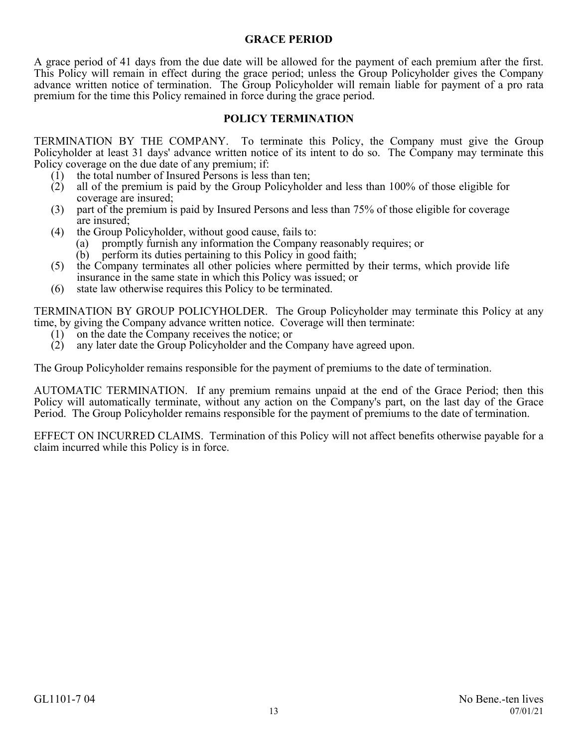## GRACE PERIOD

A grace period of 41 days from the due date will be allowed for the payment of each premium after the first. This Policy will remain in effect during the grace period; unless the Group Policyholder gives the Company advance written notice of termination. The Group Policyholder will remain liable for payment of a pro rata premium for the time this Policy remained in force during the grace period.

## POLICY TERMINATION

TERMINATION BY THE COMPANY. To terminate this Policy, the Company must give the Group Policyholder at least 31 days' advance written notice of its intent to do so. The Company may terminate this Policy coverage on the due date of any premium; if:

1. the total number of Insured Persons is less than ten;
2. all of the premium is paid by the Group Policyholder and less than 100% of those eligible for coverage are insured;
3. part of the premium is paid by Insured Persons and less than 75% of those eligible for coverage are insured;
4. the Group Policyholder, without good cause, fails to:
   - (a) promptly furnish any information the Company reasonably requires; or
   - (b) perform its duties pertaining to this Policy in good faith;
5. the Company terminates all other policies where permitted by their terms, which provide life insurance in the same state in which this Policy was issued; or
6. state law otherwise requires this Policy to be terminated.

TERMINATION BY GROUP POLICYHOLDER. The Group Policyholder may terminate this Policy at any time, by giving the Company advance written notice. Coverage will then terminate:

1. on the date the Company receives the notice; or
2. any later date the Group Policyholder and the Company have agreed upon.

The Group Policyholder remains responsible for the payment of premiums to the date of termination.

AUTOMATIC TERMINATION. If any premium remains unpaid at the end of the Grace Period; then this Policy will automatically terminate, without any action on the Company's part, on the last day of the Grace Period. The Group Policyholder remains responsible for the payment of premiums to the date of termination.

EFFECT ON INCURRED CLAIMS. Termination of this Policy will not affect benefits otherwise payable for a claim incurred while this Policy is in force.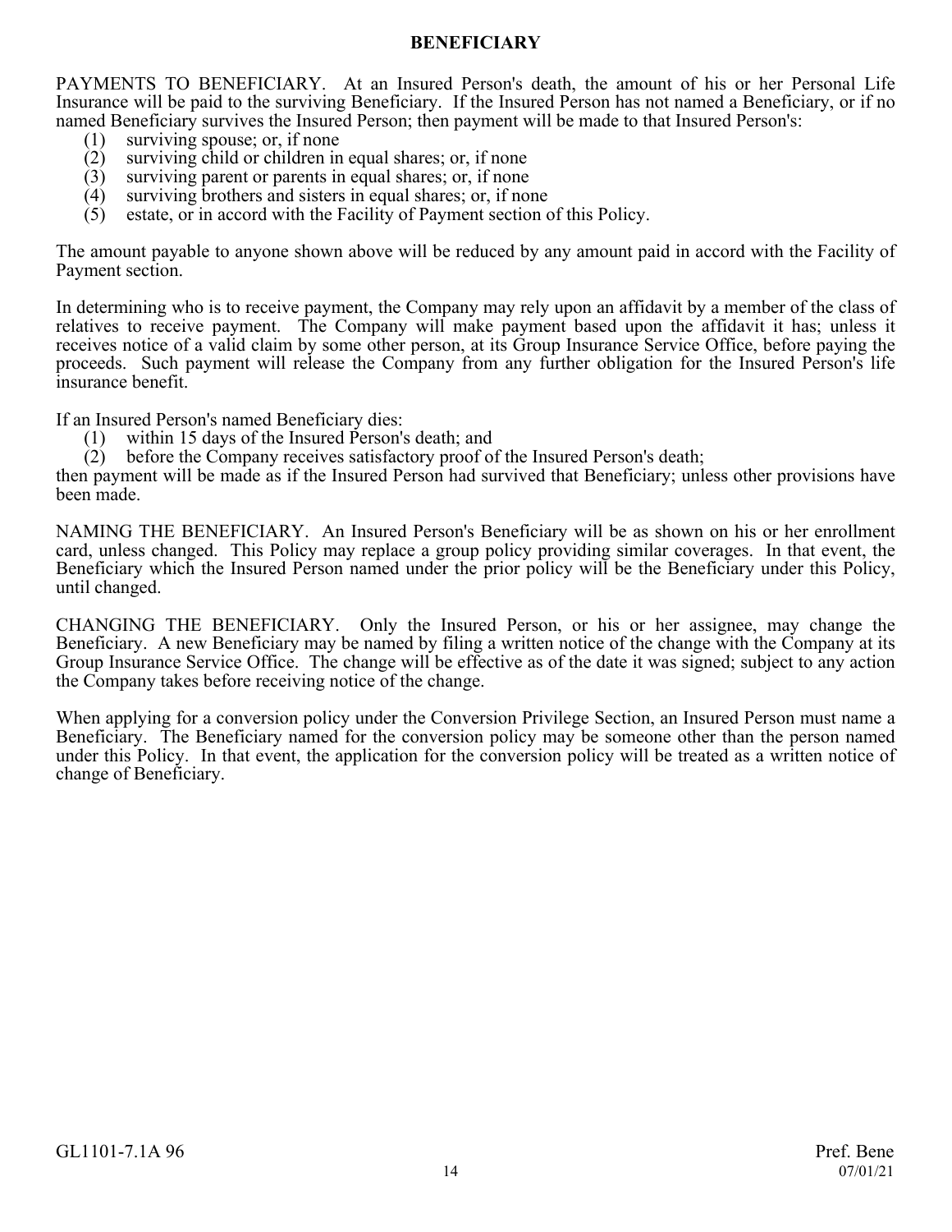## BENEFICIARY

PAYMENTS TO BENEFICIARY. At an Insured Person's death, the amount of his or her Personal Life Insurance will be paid to the surviving Beneficiary. If the Insured Person has not named a Beneficiary, or if no named Beneficiary survives the Insured Person; then payment will be made to that Insured Person's:

(1) surviving spouse; or, if none
(2) surviving child or children in equal shares; or, if none
(3) surviving parent or parents in equal shares; or, if none
(4) surviving brothers and sisters in equal shares; or, if none
(5) estate, or in accord with the Facility of Payment section of this Policy.

The amount payable to anyone shown above will be reduced by any amount paid in accord with the Facility of Payment section.

In determining who is to receive payment, the Company may rely upon an affidavit by a member of the class of relatives to receive payment. The Company will make payment based upon the affidavit it has; unless it receives notice of a valid claim by some other person, at its Group Insurance Service Office, before paying the proceeds. Such payment will release the Company from any further obligation for the Insured Person's life insurance benefit.

If an Insured Person's named Beneficiary dies:

(1) within 15 days of the Insured Person's death; and
(2) before the Company receives satisfactory proof of the Insured Person's death;

then payment will be made as if the Insured Person had survived that Beneficiary; unless other provisions have been made.

NAMING THE BENEFICIARY. An Insured Person's Beneficiary will be as shown on his or her enrollment card, unless changed. This Policy may replace a group policy providing similar coverages. In that event, the Beneficiary which the Insured Person named under the prior policy will be the Beneficiary under this Policy, until changed.

CHANGING THE BENEFICIARY. Only the Insured Person, or his or her assignee, may change the Beneficiary. A new Beneficiary may be named by filing a written notice of the change with the Company at its Group Insurance Service Office. The change will be effective as of the date it was signed; subject to any action the Company takes before receiving notice of the change.

When applying for a conversion policy under the Conversion Privilege Section, an Insured Person must name a Beneficiary. The Beneficiary named for the conversion policy may be someone other than the person named under this Policy. In that event, the application for the conversion policy will be treated as a written notice of change of Beneficiary.

GL1101-7.1A 96 Pref. Bene 07/01/21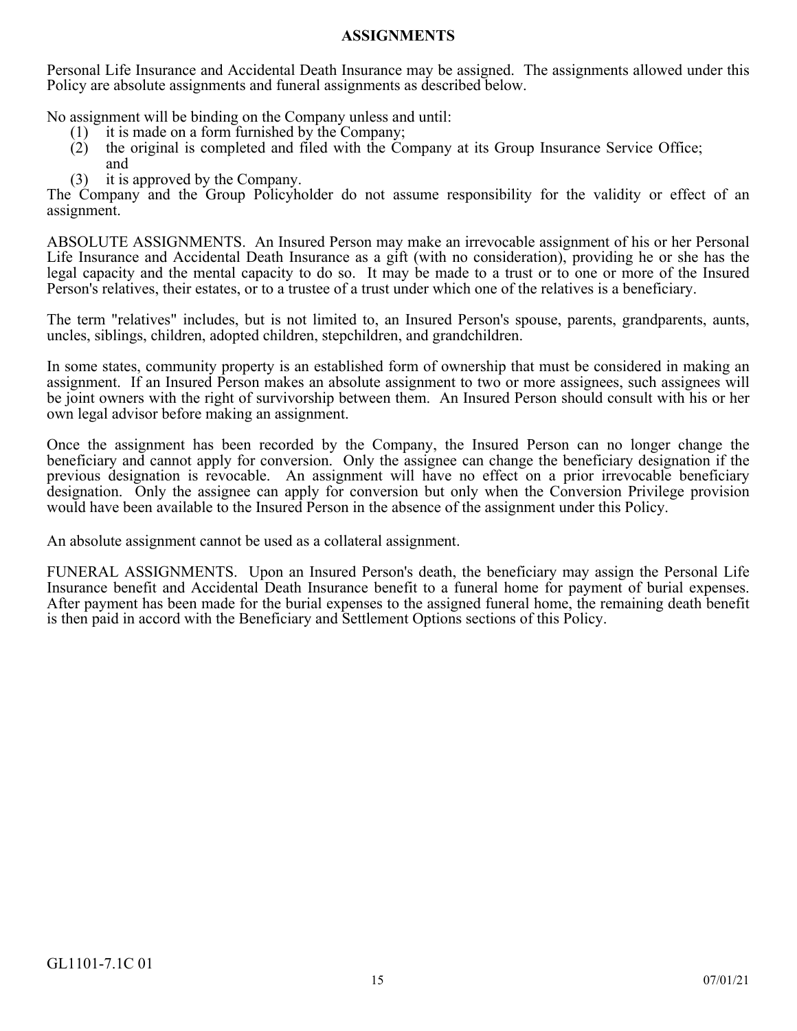## ASSIGNMENTS

Personal Life Insurance and Accidental Death Insurance may be assigned. The assignments allowed under this Policy are absolute assignments and funeral assignments as described below.

No assignment will be binding on the Company unless and until:

(1) it is made on a form furnished by the Company;
(2) the original is completed and filed with the Company at its Group Insurance Service Office; and
(3) it is approved by the Company.

The Company and the Group Policyholder do not assume responsibility for the validity or effect of an assignment.

ABSOLUTE ASSIGNMENTS. An Insured Person may make an irrevocable assignment of his or her Personal Life Insurance and Accidental Death Insurance as a gift (with no consideration), providing he or she has the legal capacity and the mental capacity to do so. It may be made to a trust or to one or more of the Insured Person's relatives, their estates, or to a trustee of a trust under which one of the relatives is a beneficiary.

The term "relatives" includes, but is not limited to, an Insured Person's spouse, parents, grandparents, aunts, uncles, siblings, children, adopted children, stepchildren, and grandchildren.

In some states, community property is an established form of ownership that must be considered in making an assignment. If an Insured Person makes an absolute assignment to two or more assignees, such assignees will be joint owners with the right of survivorship between them. An Insured Person should consult with his or her own legal advisor before making an assignment.

Once the assignment has been recorded by the Company, the Insured Person can no longer change the beneficiary and cannot apply for conversion. Only the assignee can change the beneficiary designation if the previous designation is revocable. An assignment will have no effect on a prior irrevocable beneficiary designation. Only the assignee can apply for conversion but only when the Conversion Privilege provision would have been available to the Insured Person in the absence of the assignment under this Policy.

An absolute assignment cannot be used as a collateral assignment.

FUNERAL ASSIGNMENTS. Upon an Insured Person's death, the beneficiary may assign the Personal Life Insurance benefit and Accidental Death Insurance benefit to a funeral home for payment of burial expenses. After payment has been made for the burial expenses to the assigned funeral home, the remaining death benefit is then paid in accord with the Beneficiary and Settlement Options sections of this Policy.

GL1101-7.1C 01 07/01/21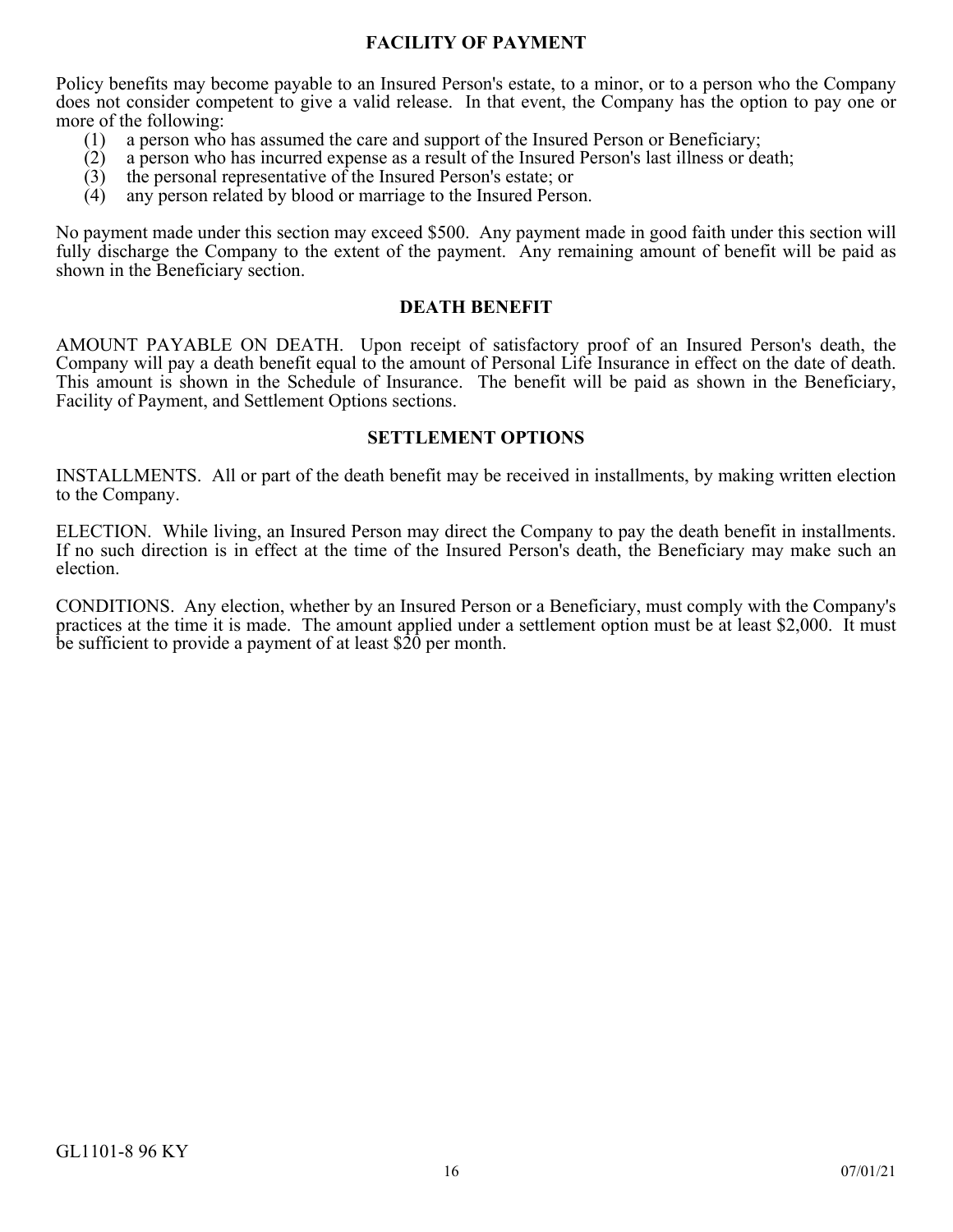## FACILITY OF PAYMENT

Policy benefits may become payable to an Insured Person's estate, to a minor, or to a person who the Company does not consider competent to give a valid release. In that event, the Company has the option to pay one or more of the following:

(1) a person who has assumed the care and support of the Insured Person or Beneficiary;
(2) a person who has incurred expense as a result of the Insured Person's last illness or death;
(3) the personal representative of the Insured Person's estate; or
(4) any person related by blood or marriage to the Insured Person.

No payment made under this section may exceed $500. Any payment made in good faith under this section will fully discharge the Company to the extent of the payment. Any remaining amount of benefit will be paid as shown in the Beneficiary section.

## DEATH BENEFIT

AMOUNT PAYABLE ON DEATH. Upon receipt of satisfactory proof of an Insured Person's death, the Company will pay a death benefit equal to the amount of Personal Life Insurance in effect on the date of death. This amount is shown in the Schedule of Insurance. The benefit will be paid as shown in the Beneficiary, Facility of Payment, and Settlement Options sections.

## SETTLEMENT OPTIONS

INSTALLMENTS. All or part of the death benefit may be received in installments, by making written election to the Company.

ELECTION. While living, an Insured Person may direct the Company to pay the death benefit in installments. If no such direction is in effect at the time of the Insured Person's death, the Beneficiary may make such an election.

CONDITIONS. Any election, whether by an Insured Person or a Beneficiary, must comply with the Company's practices at the time it is made. The amount applied under a settlement option must be at least $2,000. It must be sufficient to provide a payment of at least $20 per month.

GL1101-8 96 KY

07/01/21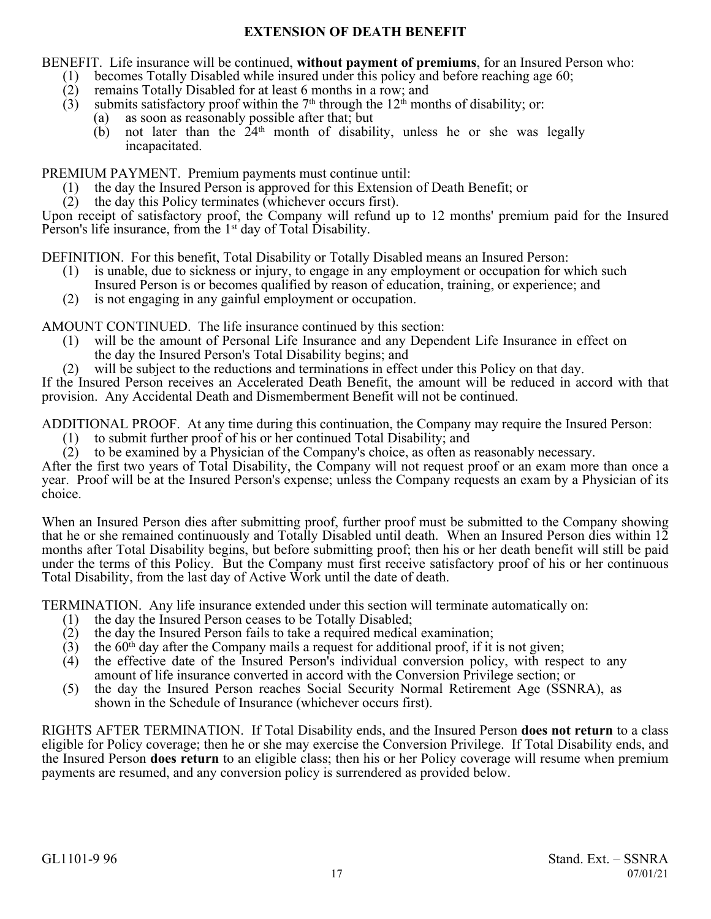## EXTENSION OF DEATH BENEFIT

BENEFIT. Life insurance will be continued, **without payment of premiums**, for an Insured Person who:

(1) becomes Totally Disabled while insured under this policy and before reaching age 60;
(2) remains Totally Disabled for at least 6 months in a row; and
(3) submits satisfactory proof within the 7th through the 12th months of disability; or:
   (a) as soon as reasonably possible after that; but
   (b) not later than the 24th month of disability, unless he or she was legally incapacitated.

PREMIUM PAYMENT. Premium payments must continue until:

(1) the day the Insured Person is approved for this Extension of Death Benefit; or
(2) the day this Policy terminates (whichever occurs first).

Upon receipt of satisfactory proof, the Company will refund up to 12 months' premium paid for the Insured Person's life insurance, from the 1st day of Total Disability.

DEFINITION. For this benefit, Total Disability or Totally Disabled means an Insured Person:

(1) is unable, due to sickness or injury, to engage in any employment or occupation for which such Insured Person is or becomes qualified by reason of education, training, or experience; and
(2) is not engaging in any gainful employment or occupation.

AMOUNT CONTINUED. The life insurance continued by this section:

(1) will be the amount of Personal Life Insurance and any Dependent Life Insurance in effect on the day the Insured Person's Total Disability begins; and
(2) will be subject to the reductions and terminations in effect under this Policy on that day.

If the Insured Person receives an Accelerated Death Benefit, the amount will be reduced in accord with that provision. Any Accidental Death and Dismemberment Benefit will not be continued.

ADDITIONAL PROOF. At any time during this continuation, the Company may require the Insured Person:

(1) to submit further proof of his or her continued Total Disability; and
(2) to be examined by a Physician of the Company's choice, as often as reasonably necessary.

After the first two years of Total Disability, the Company will not request proof or an exam more than once a year. Proof will be at the Insured Person's expense; unless the Company requests an exam by a Physician of its choice.

When an Insured Person dies after submitting proof, further proof must be submitted to the Company showing that he or she remained continuously and Totally Disabled until death. When an Insured Person dies within 12 months after Total Disability begins, but before submitting proof; then his or her death benefit will still be paid under the terms of this Policy. But the Company must first receive satisfactory proof of his or her continuous Total Disability, from the last day of Active Work until the date of death.

TERMINATION. Any life insurance extended under this section will terminate automatically on:

(1) the day the Insured Person ceases to be Totally Disabled;
(2) the day the Insured Person fails to take a required medical examination;
(3) the 60th day after the Company mails a request for additional proof, if it is not given;
(4) the effective date of the Insured Person's individual conversion policy, with respect to any amount of life insurance converted in accord with the Conversion Privilege section; or
(5) the day the Insured Person reaches Social Security Normal Retirement Age (SSNRA), as shown in the Schedule of Insurance (whichever occurs first).

RIGHTS AFTER TERMINATION. If Total Disability ends, and the Insured Person **does not return** to a class eligible for Policy coverage; then he or she may exercise the Conversion Privilege. If Total Disability ends, and the Insured Person **does return** to an eligible class; then his or her Policy coverage will resume when premium payments are resumed, and any conversion policy is surrendered as provided below.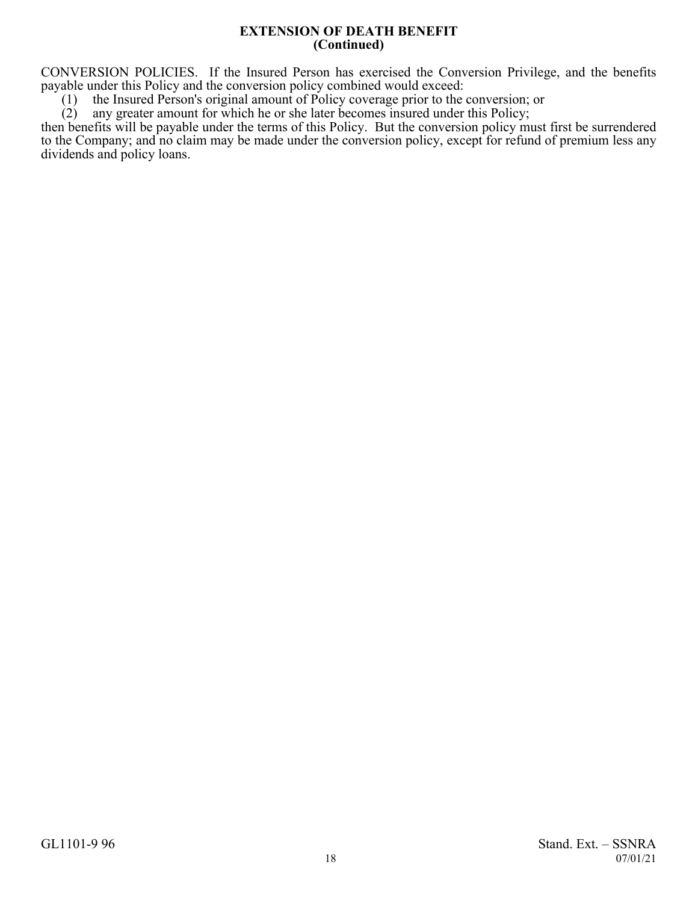## EXTENSION OF DEATH BENEFIT (Continued)

CONVERSION POLICIES. If the Insured Person has exercised the Conversion Privilege, and the benefits payable under this Policy and the conversion policy combined would exceed:

(1) the Insured Person's original amount of Policy coverage prior to the conversion; or
(2) any greater amount for which he or she later becomes insured under this Policy;

then benefits will be payable under the terms of this Policy. But the conversion policy must first be surrendered to the Company; and no claim may be made under the conversion policy, except for refund of premium less any dividends and policy loans.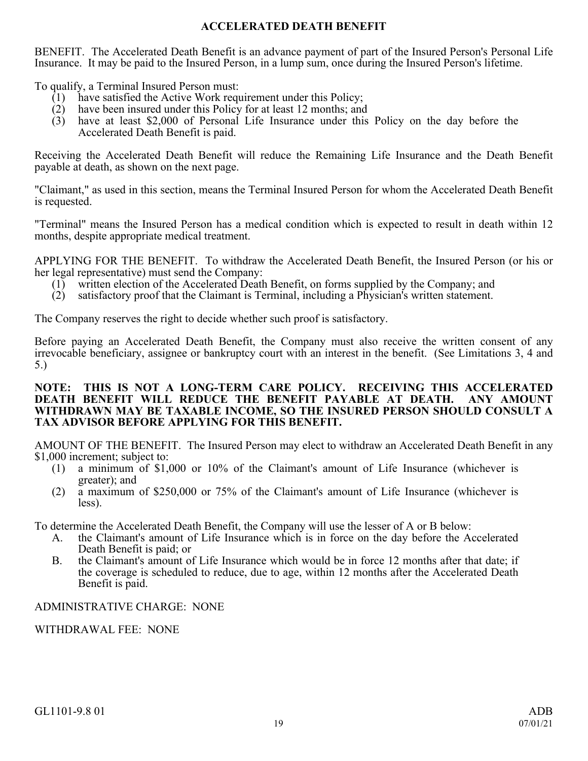## ACCELERATED DEATH BENEFIT

BENEFIT. The Accelerated Death Benefit is an advance payment of part of the Insured Person's Personal Life Insurance. It may be paid to the Insured Person, in a lump sum, once during the Insured Person's lifetime.

To qualify, a Terminal Insured Person must:

(1) have satisfied the Active Work requirement under this Policy;
(2) have been insured under this Policy for at least 12 months; and
(3) have at least $2,000 of Personal Life Insurance under this Policy on the day before the Accelerated Death Benefit is paid.

Receiving the Accelerated Death Benefit will reduce the Remaining Life Insurance and the Death Benefit payable at death, as shown on the next page.

"Claimant," as used in this section, means the Terminal Insured Person for whom the Accelerated Death Benefit is requested.

"Terminal" means the Insured Person has a medical condition which is expected to result in death within 12 months, despite appropriate medical treatment.

APPLYING FOR THE BENEFIT. To withdraw the Accelerated Death Benefit, the Insured Person (or his or her legal representative) must send the Company:

(1) written election of the Accelerated Death Benefit, on forms supplied by the Company; and
(2) satisfactory proof that the Claimant is Terminal, including a Physician's written statement.

The Company reserves the right to decide whether such proof is satisfactory.

Before paying an Accelerated Death Benefit, the Company must also receive the written consent of any irrevocable beneficiary, assignee or bankruptcy court with an interest in the benefit. (See Limitations 3, 4 and 5.)

**NOTE: THIS IS NOT A LONG-TERM CARE POLICY. RECEIVING THIS ACCELERATED DEATH BENEFIT WILL REDUCE THE BENEFIT PAYABLE AT DEATH. ANY AMOUNT WITHDRAWN MAY BE TAXABLE INCOME, SO THE INSURED PERSON SHOULD CONSULT A TAX ADVISOR BEFORE APPLYING FOR THIS BENEFIT.**

AMOUNT OF THE BENEFIT. The Insured Person may elect to withdraw an Accelerated Death Benefit in any $1,000 increment; subject to:

(1) a minimum of $1,000 or 10% of the Claimant's amount of Life Insurance (whichever is greater); and
(2) a maximum of $250,000 or 75% of the Claimant's amount of Life Insurance (whichever is less).

To determine the Accelerated Death Benefit, the Company will use the lesser of A or B below:

A. the Claimant's amount of Life Insurance which is in force on the day before the Accelerated Death Benefit is paid; or
B. the Claimant's amount of Life Insurance which would be in force 12 months after that date; if the coverage is scheduled to reduce, due to age, within 12 months after the Accelerated Death Benefit is paid.

ADMINISTRATIVE CHARGE: NONE

WITHDRAWAL FEE: NONE

GL1101-9.8 01 ADB 07/01/21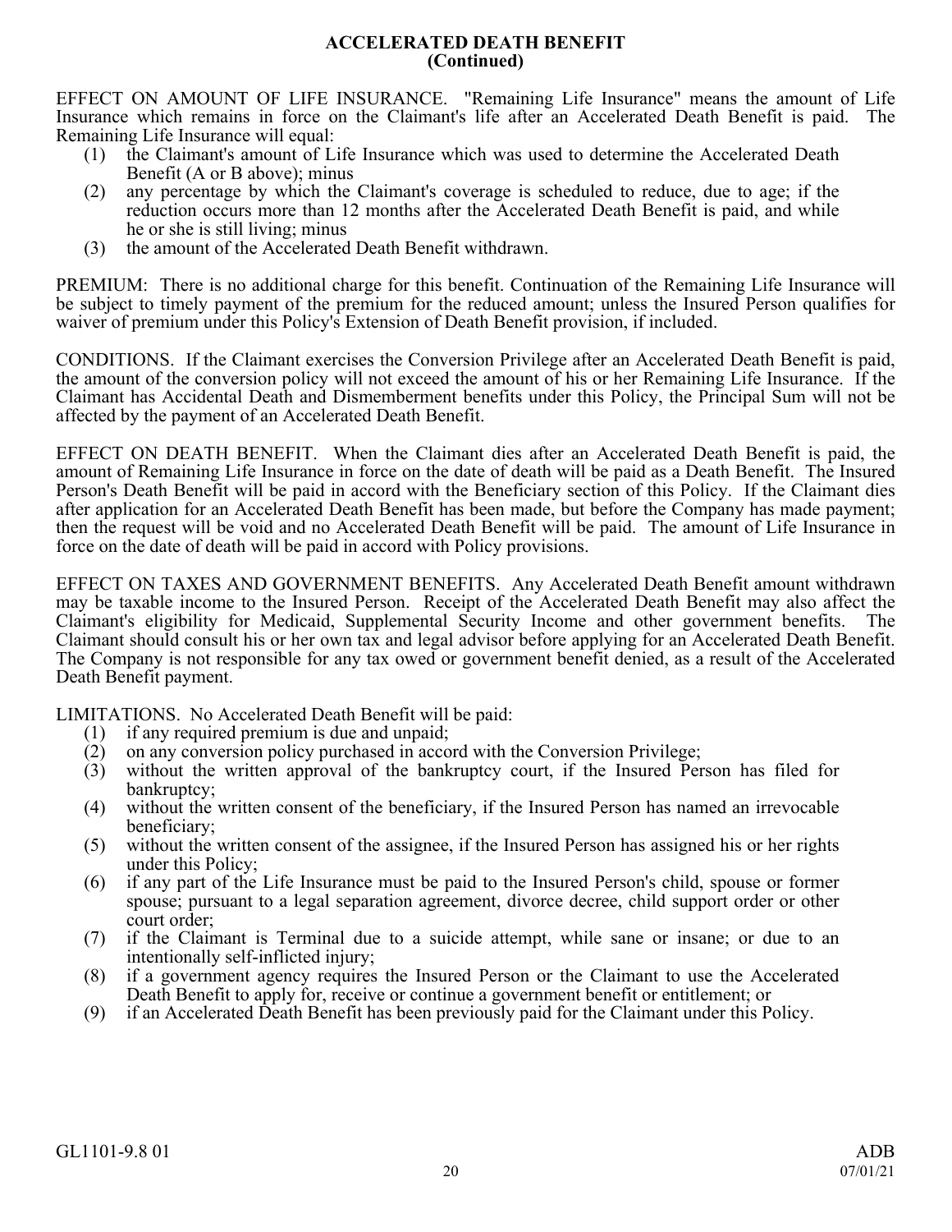## ACCELERATED DEATH BENEFIT (Continued)

EFFECT ON AMOUNT OF LIFE INSURANCE. "Remaining Life Insurance" means the amount of Life Insurance which remains in force on the Claimant's life after an Accelerated Death Benefit is paid. The Remaining Life Insurance will equal:

(1) the Claimant's amount of Life Insurance which was used to determine the Accelerated Death Benefit (A or B above); minus
(2) any percentage by which the Claimant's coverage is scheduled to reduce, due to age; if the reduction occurs more than 12 months after the Accelerated Death Benefit is paid, and while he or she is still living; minus
(3) the amount of the Accelerated Death Benefit withdrawn.

PREMIUM: There is no additional charge for this benefit. Continuation of the Remaining Life Insurance will be subject to timely payment of the premium for the reduced amount; unless the Insured Person qualifies for waiver of premium under this Policy's Extension of Death Benefit provision, if included.

CONDITIONS. If the Claimant exercises the Conversion Privilege after an Accelerated Death Benefit is paid, the amount of the conversion policy will not exceed the amount of his or her Remaining Life Insurance. If the Claimant has Accidental Death and Dismemberment benefits under this Policy, the Principal Sum will not be affected by the payment of an Accelerated Death Benefit.

EFFECT ON DEATH BENEFIT. When the Claimant dies after an Accelerated Death Benefit is paid, the amount of Remaining Life Insurance in force on the date of death will be paid as a Death Benefit. The Insured Person's Death Benefit will be paid in accord with the Beneficiary section of this Policy. If the Claimant dies after application for an Accelerated Death Benefit has been made, but before the Company has made payment; then the request will be void and no Accelerated Death Benefit will be paid. The amount of Life Insurance in force on the date of death will be paid in accord with Policy provisions.

EFFECT ON TAXES AND GOVERNMENT BENEFITS. Any Accelerated Death Benefit amount withdrawn may be taxable income to the Insured Person. Receipt of the Accelerated Death Benefit may also affect the Claimant's eligibility for Medicaid, Supplemental Security Income and other government benefits. The Claimant should consult his or her own tax and legal advisor before applying for an Accelerated Death Benefit. The Company is not responsible for any tax owed or government benefit denied, as a result of the Accelerated Death Benefit payment.

LIMITATIONS. No Accelerated Death Benefit will be paid:

(1) if any required premium is due and unpaid;
(2) on any conversion policy purchased in accord with the Conversion Privilege;
(3) without the written approval of the bankruptcy court, if the Insured Person has filed for bankruptcy;
(4) without the written consent of the beneficiary, if the Insured Person has named an irrevocable beneficiary;
(5) without the written consent of the assignee, if the Insured Person has assigned his or her rights under this Policy;
(6) if any part of the Life Insurance must be paid to the Insured Person's child, spouse or former spouse; pursuant to a legal separation agreement, divorce decree, child support order or other court order;
(7) if the Claimant is Terminal due to a suicide attempt, while sane or insane; or due to an intentionally self-inflicted injury;
(8) if a government agency requires the Insured Person or the Claimant to use the Accelerated Death Benefit to apply for, receive or continue a government benefit or entitlement; or
(9) if an Accelerated Death Benefit has been previously paid for the Claimant under this Policy.

GL1101-9.8 01 ADB 07/01/21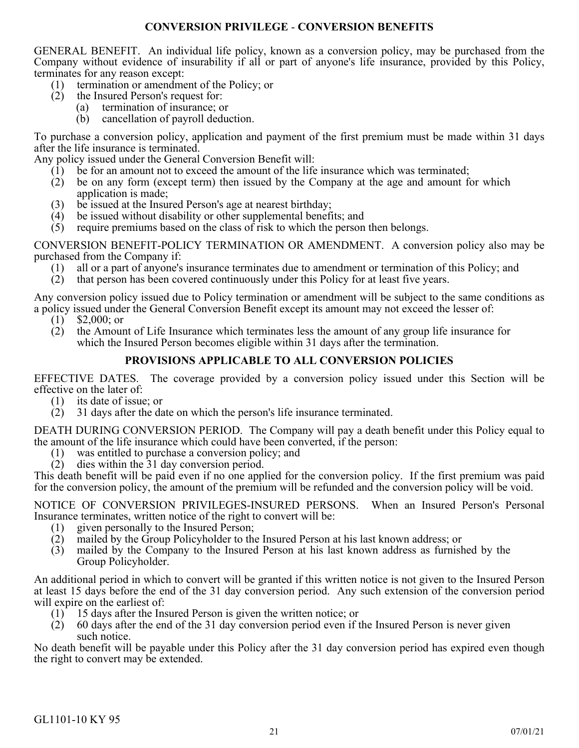## CONVERSION PRIVILEGE - CONVERSION BENEFITS

GENERAL BENEFIT. An individual life policy, known as a conversion policy, may be purchased from the Company without evidence of insurability if all or part of anyone's life insurance, provided by this Policy, terminates for any reason except:

(1) termination or amendment of the Policy; or
(2) the Insured Person's request for:
  (a) termination of insurance; or
  (b) cancellation of payroll deduction.

To purchase a conversion policy, application and payment of the first premium must be made within 31 days after the life insurance is terminated.

Any policy issued under the General Conversion Benefit will:

(1) be for an amount not to exceed the amount of the life insurance which was terminated;
(2) be on any form (except term) then issued by the Company at the age and amount for which application is made;
(3) be issued at the Insured Person's age at nearest birthday;
(4) be issued without disability or other supplemental benefits; and
(5) require premiums based on the class of risk to which the person then belongs.

CONVERSION BENEFIT-POLICY TERMINATION OR AMENDMENT. A conversion policy also may be purchased from the Company if:

(1) all or a part of anyone's insurance terminates due to amendment or termination of this Policy; and
(2) that person has been covered continuously under this Policy for at least five years.

Any conversion policy issued due to Policy termination or amendment will be subject to the same conditions as a policy issued under the General Conversion Benefit except its amount may not exceed the lesser of:

(1) $2,000; or
(2) the Amount of Life Insurance which terminates less the amount of any group life insurance for which the Insured Person becomes eligible within 31 days after the termination.

## PROVISIONS APPLICABLE TO ALL CONVERSION POLICIES

EFFECTIVE DATES. The coverage provided by a conversion policy issued under this Section will be effective on the later of:

(1) its date of issue; or
(2) 31 days after the date on which the person's life insurance terminated.

DEATH DURING CONVERSION PERIOD. The Company will pay a death benefit under this Policy equal to the amount of the life insurance which could have been converted, if the person:

(1) was entitled to purchase a conversion policy; and
(2) dies within the 31 day conversion period.

This death benefit will be paid even if no one applied for the conversion policy. If the first premium was paid for the conversion policy, the amount of the premium will be refunded and the conversion policy will be void.

NOTICE OF CONVERSION PRIVILEGES-INSURED PERSONS. When an Insured Person's Personal Insurance terminates, written notice of the right to convert will be:

(1) given personally to the Insured Person;
(2) mailed by the Group Policyholder to the Insured Person at his last known address; or
(3) mailed by the Company to the Insured Person at his last known address as furnished by the Group Policyholder.

An additional period in which to convert will be granted if this written notice is not given to the Insured Person at least 15 days before the end of the 31 day conversion period. Any such extension of the conversion period will expire on the earliest of:

(1) 15 days after the Insured Person is given the written notice; or
(2) 60 days after the end of the 31 day conversion period even if the Insured Person is never given such notice.

No death benefit will be payable under this Policy after the 31 day conversion period has expired even though the right to convert may be extended.

GL1101-10 KY 95

07/01/21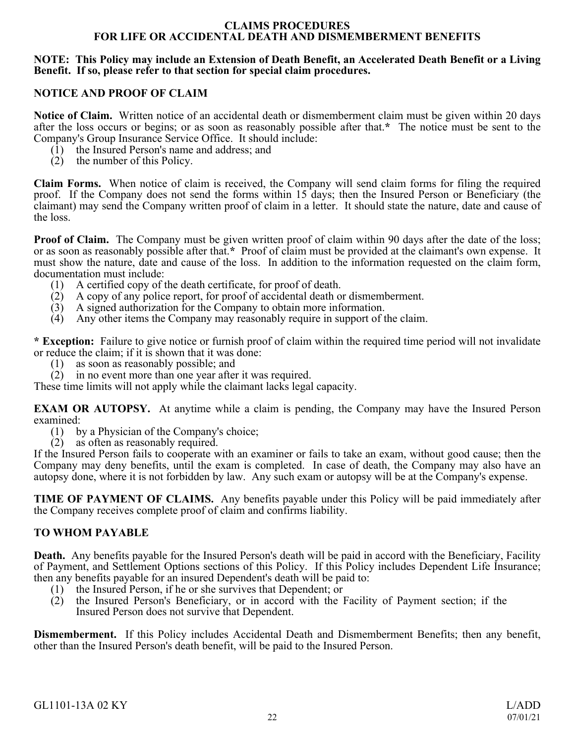# CLAIMS PROCEDURES
# FOR LIFE OR ACCIDENTAL DEATH AND DISMEMBERMENT BENEFITS

**NOTE: This Policy may include an Extension of Death Benefit, an Accelerated Death Benefit or a Living Benefit. If so, please refer to that section for special claim procedures.**

## NOTICE AND PROOF OF CLAIM

**Notice of Claim.** Written notice of an accidental death or dismemberment claim must be given within 20 days after the loss occurs or begins; or as soon as reasonably possible after that.* The notice must be sent to the Company's Group Insurance Service Office. It should include:

(1) the Insured Person's name and address; and
(2) the number of this Policy.

**Claim Forms.** When notice of claim is received, the Company will send claim forms for filing the required proof. If the Company does not send the forms within 15 days; then the Insured Person or Beneficiary (the claimant) may send the Company written proof of claim in a letter. It should state the nature, date and cause of the loss.

**Proof of Claim.** The Company must be given written proof of claim within 90 days after the date of the loss; or as soon as reasonably possible after that.* Proof of claim must be provided at the claimant's own expense. It must show the nature, date and cause of the loss. In addition to the information requested on the claim form, documentation must include:

(1) A certified copy of the death certificate, for proof of death.
(2) A copy of any police report, for proof of accidental death or dismemberment.
(3) A signed authorization for the Company to obtain more information.
(4) Any other items the Company may reasonably require in support of the claim.

**\* Exception:** Failure to give notice or furnish proof of claim within the required time period will not invalidate or reduce the claim; if it is shown that it was done:

(1) as soon as reasonably possible; and
(2) in no event more than one year after it was required.

These time limits will not apply while the claimant lacks legal capacity.

**EXAM OR AUTOPSY.** At anytime while a claim is pending, the Company may have the Insured Person examined:

(1) by a Physician of the Company's choice;
(2) as often as reasonably required.

If the Insured Person fails to cooperate with an examiner or fails to take an exam, without good cause; then the Company may deny benefits, until the exam is completed. In case of death, the Company may also have an autopsy done, where it is not forbidden by law. Any such exam or autopsy will be at the Company's expense.

**TIME OF PAYMENT OF CLAIMS.** Any benefits payable under this Policy will be paid immediately after the Company receives complete proof of claim and confirms liability.

## TO WHOM PAYABLE

**Death.** Any benefits payable for the Insured Person's death will be paid in accord with the Beneficiary, Facility of Payment, and Settlement Options sections of this Policy. If this Policy includes Dependent Life Insurance; then any benefits payable for an insured Dependent's death will be paid to:

(1) the Insured Person, if he or she survives that Dependent; or
(2) the Insured Person's Beneficiary, or in accord with the Facility of Payment section; if the Insured Person does not survive that Dependent.

**Dismemberment.** If this Policy includes Accidental Death and Dismemberment Benefits; then any benefit, other than the Insured Person's death benefit, will be paid to the Insured Person.

GL1101-13A 02 KY　　　　L/ADD 07/01/21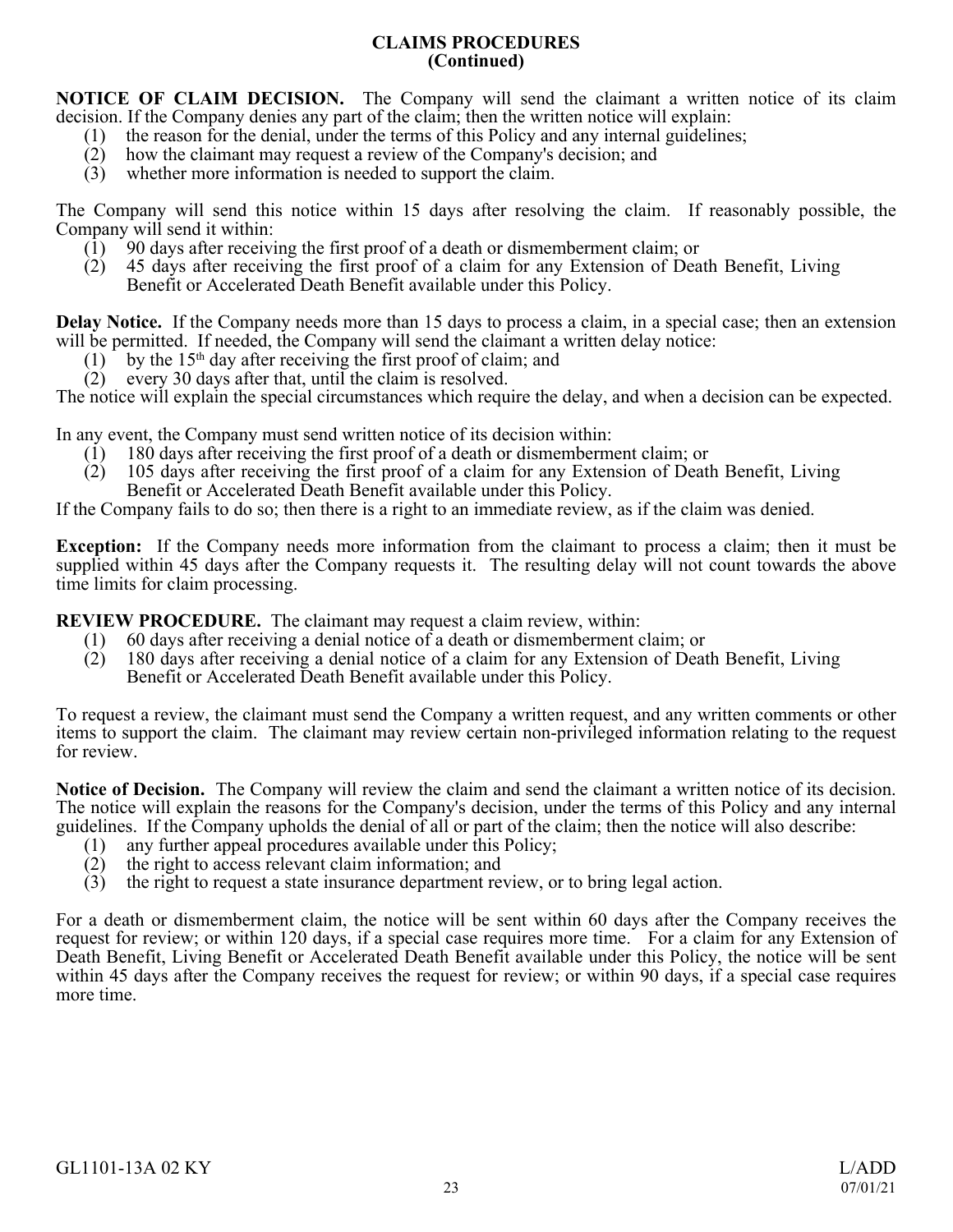## CLAIMS PROCEDURES
## (Continued)

**NOTICE OF CLAIM DECISION.** The Company will send the claimant a written notice of its claim decision. If the Company denies any part of the claim; then the written notice will explain:

(1) the reason for the denial, under the terms of this Policy and any internal guidelines;
(2) how the claimant may request a review of the Company's decision; and
(3) whether more information is needed to support the claim.

The Company will send this notice within 15 days after resolving the claim. If reasonably possible, the Company will send it within:

(1) 90 days after receiving the first proof of a death or dismemberment claim; or
(2) 45 days after receiving the first proof of a claim for any Extension of Death Benefit, Living Benefit or Accelerated Death Benefit available under this Policy.

**Delay Notice.** If the Company needs more than 15 days to process a claim, in a special case; then an extension will be permitted. If needed, the Company will send the claimant a written delay notice:

(1) by the 15th day after receiving the first proof of claim; and
(2) every 30 days after that, until the claim is resolved.

The notice will explain the special circumstances which require the delay, and when a decision can be expected.

In any event, the Company must send written notice of its decision within:

(1) 180 days after receiving the first proof of a death or dismemberment claim; or
(2) 105 days after receiving the first proof of a claim for any Extension of Death Benefit, Living Benefit or Accelerated Death Benefit available under this Policy.

If the Company fails to do so; then there is a right to an immediate review, as if the claim was denied.

**Exception:** If the Company needs more information from the claimant to process a claim; then it must be supplied within 45 days after the Company requests it. The resulting delay will not count towards the above time limits for claim processing.

**REVIEW PROCEDURE.** The claimant may request a claim review, within:

(1) 60 days after receiving a denial notice of a death or dismemberment claim; or
(2) 180 days after receiving a denial notice of a claim for any Extension of Death Benefit, Living Benefit or Accelerated Death Benefit available under this Policy.

To request a review, the claimant must send the Company a written request, and any written comments or other items to support the claim. The claimant may review certain non-privileged information relating to the request for review.

**Notice of Decision.** The Company will review the claim and send the claimant a written notice of its decision. The notice will explain the reasons for the Company's decision, under the terms of this Policy and any internal guidelines. If the Company upholds the denial of all or part of the claim; then the notice will also describe:

(1) any further appeal procedures available under this Policy;
(2) the right to access relevant claim information; and
(3) the right to request a state insurance department review, or to bring legal action.

For a death or dismemberment claim, the notice will be sent within 60 days after the Company receives the request for review; or within 120 days, if a special case requires more time. For a claim for any Extension of Death Benefit, Living Benefit or Accelerated Death Benefit available under this Policy, the notice will be sent within 45 days after the Company receives the request for review; or within 90 days, if a special case requires more time.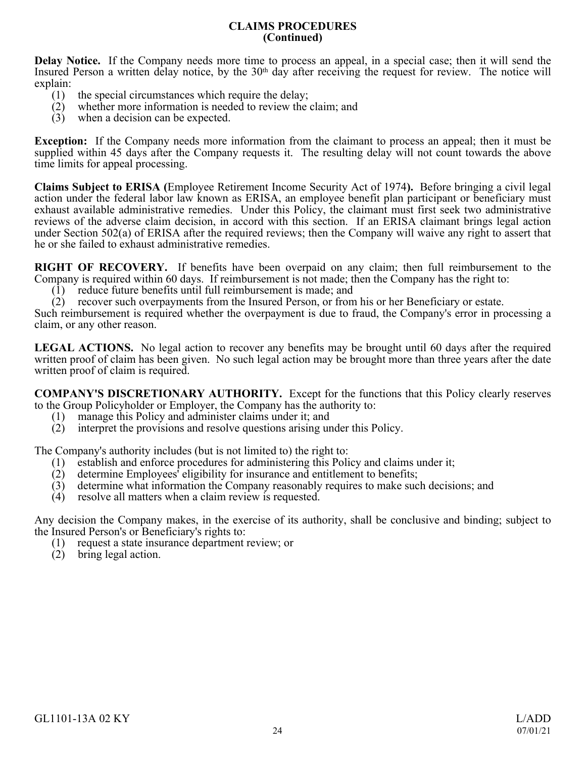## CLAIMS PROCEDURES
## (Continued)

**Delay Notice.** If the Company needs more time to process an appeal, in a special case; then it will send the Insured Person a written delay notice, by the 30th day after receiving the request for review. The notice will explain:

(1) the special circumstances which require the delay;
(2) whether more information is needed to review the claim; and
(3) when a decision can be expected.

**Exception:** If the Company needs more information from the claimant to process an appeal; then it must be supplied within 45 days after the Company requests it. The resulting delay will not count towards the above time limits for appeal processing.

**Claims Subject to ERISA (**Employee Retirement Income Security Act of 1974**).** Before bringing a civil legal action under the federal labor law known as ERISA, an employee benefit plan participant or beneficiary must exhaust available administrative remedies. Under this Policy, the claimant must first seek two administrative reviews of the adverse claim decision, in accord with this section. If an ERISA claimant brings legal action under Section 502(a) of ERISA after the required reviews; then the Company will waive any right to assert that he or she failed to exhaust administrative remedies.

**RIGHT OF RECOVERY.** If benefits have been overpaid on any claim; then full reimbursement to the Company is required within 60 days. If reimbursement is not made; then the Company has the right to:

(1) reduce future benefits until full reimbursement is made; and
(2) recover such overpayments from the Insured Person, or from his or her Beneficiary or estate.

Such reimbursement is required whether the overpayment is due to fraud, the Company's error in processing a claim, or any other reason.

**LEGAL ACTIONS.** No legal action to recover any benefits may be brought until 60 days after the required written proof of claim has been given. No such legal action may be brought more than three years after the date written proof of claim is required.

**COMPANY'S DISCRETIONARY AUTHORITY.** Except for the functions that this Policy clearly reserves to the Group Policyholder or Employer, the Company has the authority to:

(1) manage this Policy and administer claims under it; and
(2) interpret the provisions and resolve questions arising under this Policy.

The Company's authority includes (but is not limited to) the right to:

(1) establish and enforce procedures for administering this Policy and claims under it;
(2) determine Employees' eligibility for insurance and entitlement to benefits;
(3) determine what information the Company reasonably requires to make such decisions; and
(4) resolve all matters when a claim review is requested.

Any decision the Company makes, in the exercise of its authority, shall be conclusive and binding; subject to the Insured Person's or Beneficiary's rights to:

(1) request a state insurance department review; or
(2) bring legal action.

GL1101-13A 02 KY L/ADD 07/01/21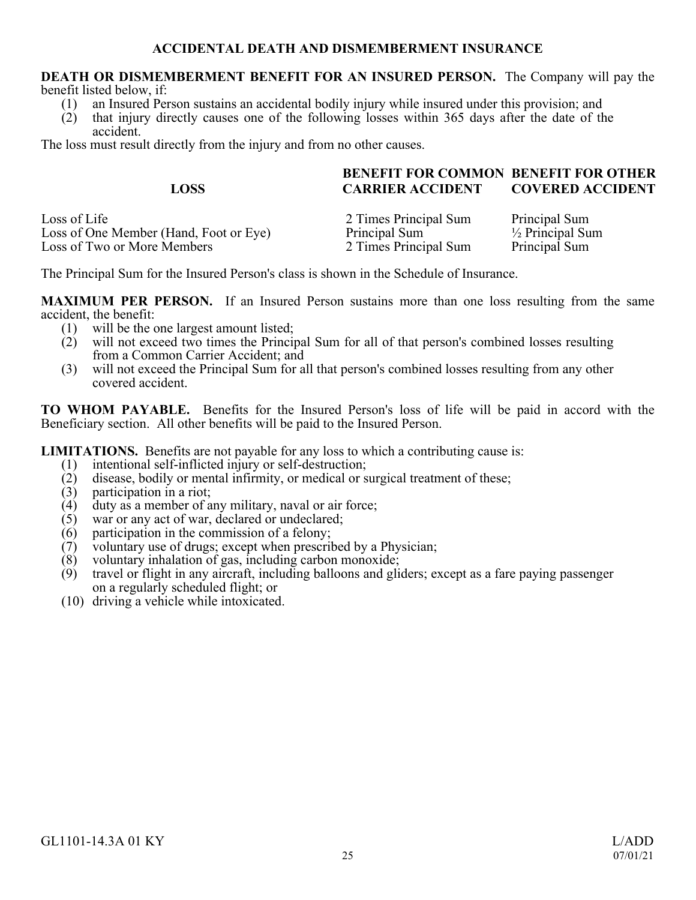# ACCIDENTAL DEATH AND DISMEMBERMENT INSURANCE

**DEATH OR DISMEMBERMENT BENEFIT FOR AN INSURED PERSON.** The Company will pay the benefit listed below, if:

(1) an Insured Person sustains an accidental bodily injury while insured under this provision; and
(2) that injury directly causes one of the following losses within 365 days after the date of the accident.

The loss must result directly from the injury and from no other causes.

| LOSS | BENEFIT FOR COMMON CARRIER ACCIDENT | BENEFIT FOR OTHER COVERED ACCIDENT |
|---|---|---|
| Loss of Life | 2 Times Principal Sum | Principal Sum |
| Loss of One Member (Hand, Foot or Eye) | Principal Sum | ½ Principal Sum |
| Loss of Two or More Members | 2 Times Principal Sum | Principal Sum |

The Principal Sum for the Insured Person's class is shown in the Schedule of Insurance.

**MAXIMUM PER PERSON.** If an Insured Person sustains more than one loss resulting from the same accident, the benefit:

(1) will be the one largest amount listed;
(2) will not exceed two times the Principal Sum for all of that person's combined losses resulting from a Common Carrier Accident; and
(3) will not exceed the Principal Sum for all that person's combined losses resulting from any other covered accident.

**TO WHOM PAYABLE.** Benefits for the Insured Person's loss of life will be paid in accord with the Beneficiary section. All other benefits will be paid to the Insured Person.

**LIMITATIONS.** Benefits are not payable for any loss to which a contributing cause is:

(1) intentional self-inflicted injury or self-destruction;
(2) disease, bodily or mental infirmity, or medical or surgical treatment of these;
(3) participation in a riot;
(4) duty as a member of any military, naval or air force;
(5) war or any act of war, declared or undeclared;
(6) participation in the commission of a felony;
(7) voluntary use of drugs; except when prescribed by a Physician;
(8) voluntary inhalation of gas, including carbon monoxide;
(9) travel or flight in any aircraft, including balloons and gliders; except as a fare paying passenger on a regularly scheduled flight; or
(10) driving a vehicle while intoxicated.

GL1101-14.3A 01 KY L/ADD 07/01/21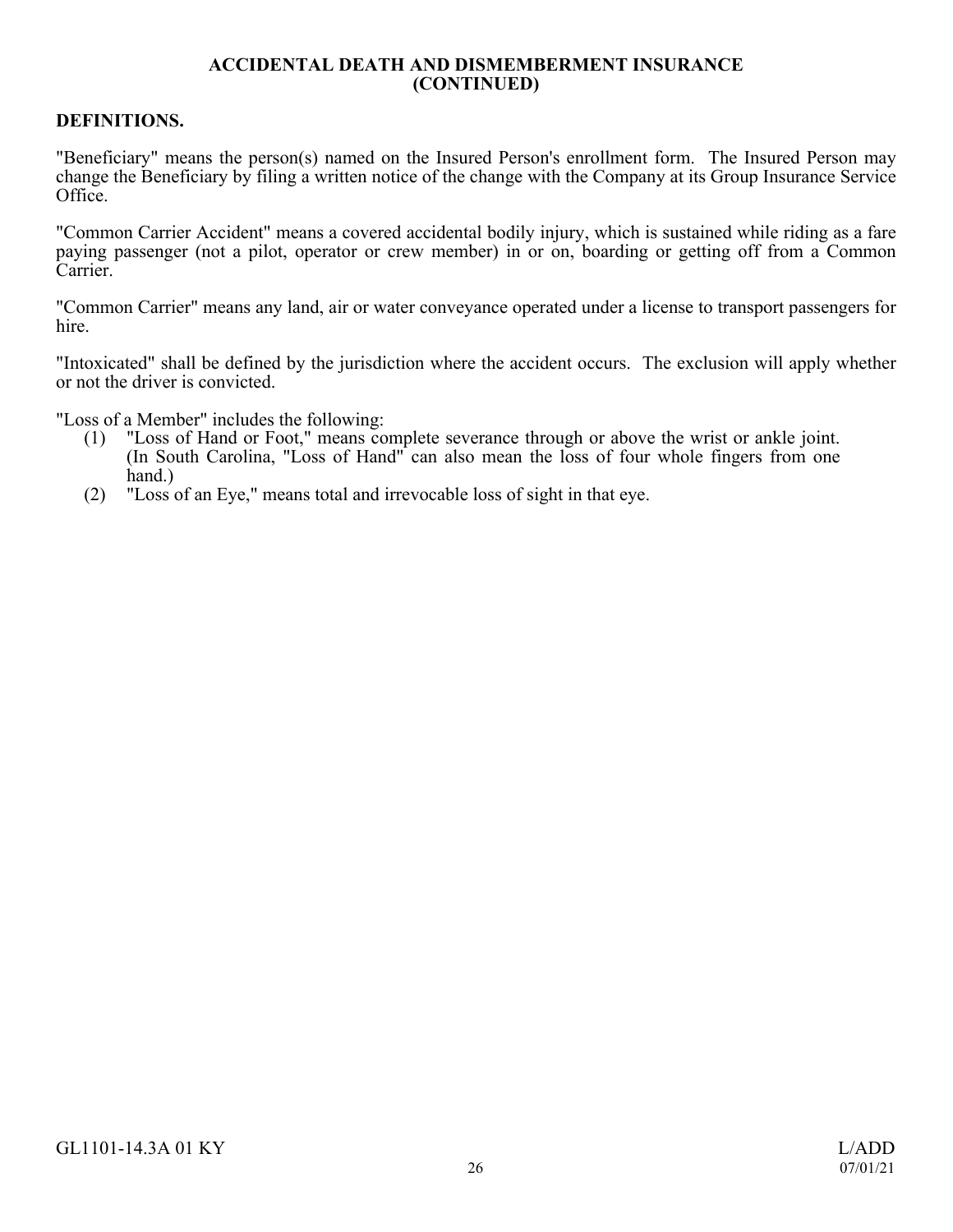## ACCIDENTAL DEATH AND DISMEMBERMENT INSURANCE (CONTINUED)

### DEFINITIONS.

"Beneficiary" means the person(s) named on the Insured Person's enrollment form. The Insured Person may change the Beneficiary by filing a written notice of the change with the Company at its Group Insurance Service Office.

"Common Carrier Accident" means a covered accidental bodily injury, which is sustained while riding as a fare paying passenger (not a pilot, operator or crew member) in or on, boarding or getting off from a Common Carrier.

"Common Carrier" means any land, air or water conveyance operated under a license to transport passengers for hire.

"Intoxicated" shall be defined by the jurisdiction where the accident occurs. The exclusion will apply whether or not the driver is convicted.

"Loss of a Member" includes the following:

(1) "Loss of Hand or Foot," means complete severance through or above the wrist or ankle joint. (In South Carolina, "Loss of Hand" can also mean the loss of four whole fingers from one hand.)

(2) "Loss of an Eye," means total and irrevocable loss of sight in that eye.

GL1101-14.3A 01 KY L/ADD 07/01/21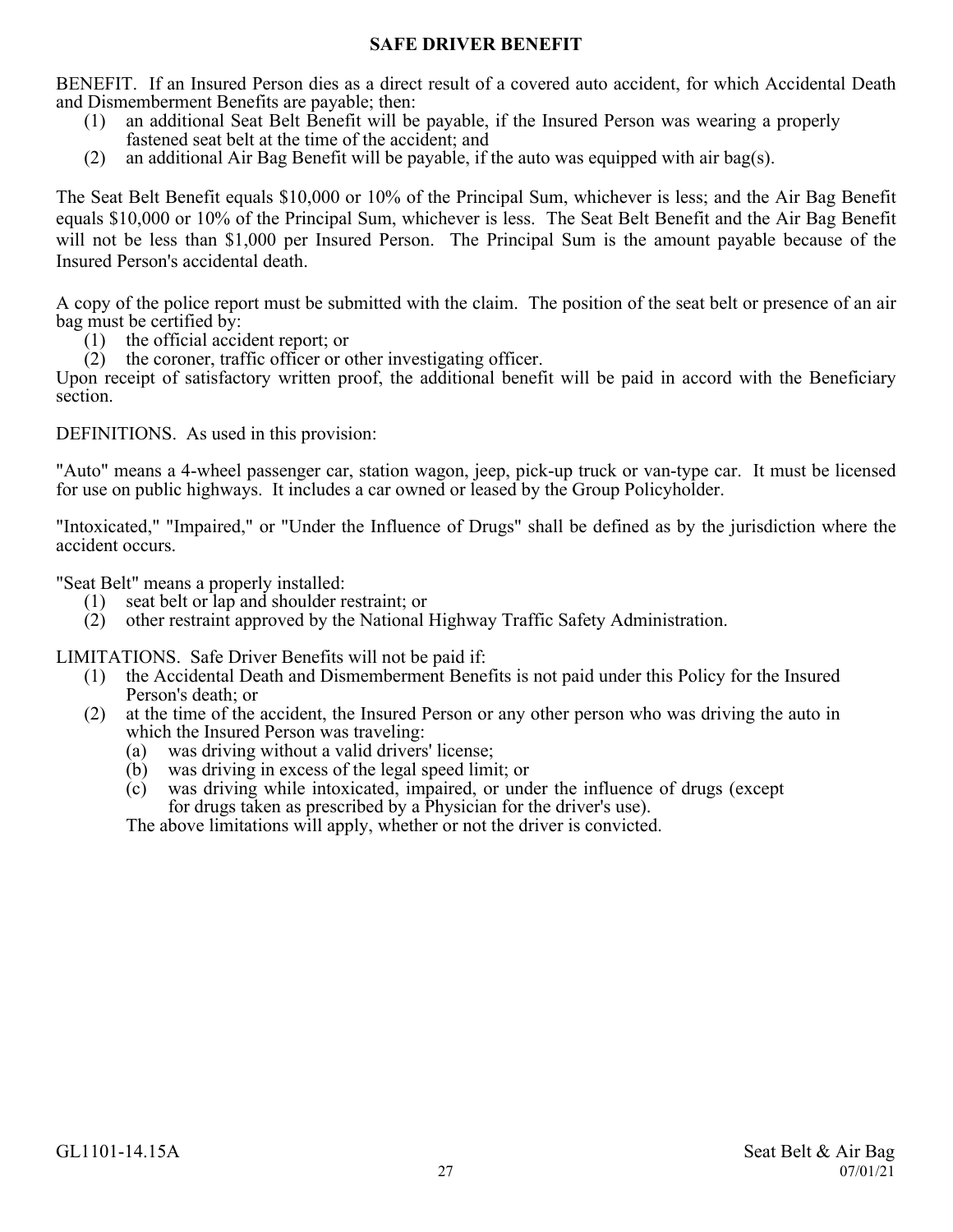## SAFE DRIVER BENEFIT

BENEFIT. If an Insured Person dies as a direct result of a covered auto accident, for which Accidental Death and Dismemberment Benefits are payable; then:

(1) an additional Seat Belt Benefit will be payable, if the Insured Person was wearing a properly fastened seat belt at the time of the accident; and
(2) an additional Air Bag Benefit will be payable, if the auto was equipped with air bag(s).

The Seat Belt Benefit equals $10,000 or 10% of the Principal Sum, whichever is less; and the Air Bag Benefit equals $10,000 or 10% of the Principal Sum, whichever is less. The Seat Belt Benefit and the Air Bag Benefit will not be less than $1,000 per Insured Person. The Principal Sum is the amount payable because of the Insured Person's accidental death.

A copy of the police report must be submitted with the claim. The position of the seat belt or presence of an air bag must be certified by:

(1) the official accident report; or
(2) the coroner, traffic officer or other investigating officer.

Upon receipt of satisfactory written proof, the additional benefit will be paid in accord with the Beneficiary section.

DEFINITIONS. As used in this provision:

"Auto" means a 4-wheel passenger car, station wagon, jeep, pick-up truck or van-type car. It must be licensed for use on public highways. It includes a car owned or leased by the Group Policyholder.

"Intoxicated," "Impaired," or "Under the Influence of Drugs" shall be defined as by the jurisdiction where the accident occurs.

"Seat Belt" means a properly installed:

(1) seat belt or lap and shoulder restraint; or
(2) other restraint approved by the National Highway Traffic Safety Administration.

LIMITATIONS. Safe Driver Benefits will not be paid if:

(1) the Accidental Death and Dismemberment Benefits is not paid under this Policy for the Insured Person's death; or
(2) at the time of the accident, the Insured Person or any other person who was driving the auto in which the Insured Person was traveling:
    (a) was driving without a valid drivers' license;
    (b) was driving in excess of the legal speed limit; or
    (c) was driving while intoxicated, impaired, or under the influence of drugs (except for drugs taken as prescribed by a Physician for the driver's use).

    The above limitations will apply, whether or not the driver is convicted.

GL1101-14.15A

Seat Belt & Air Bag
07/01/21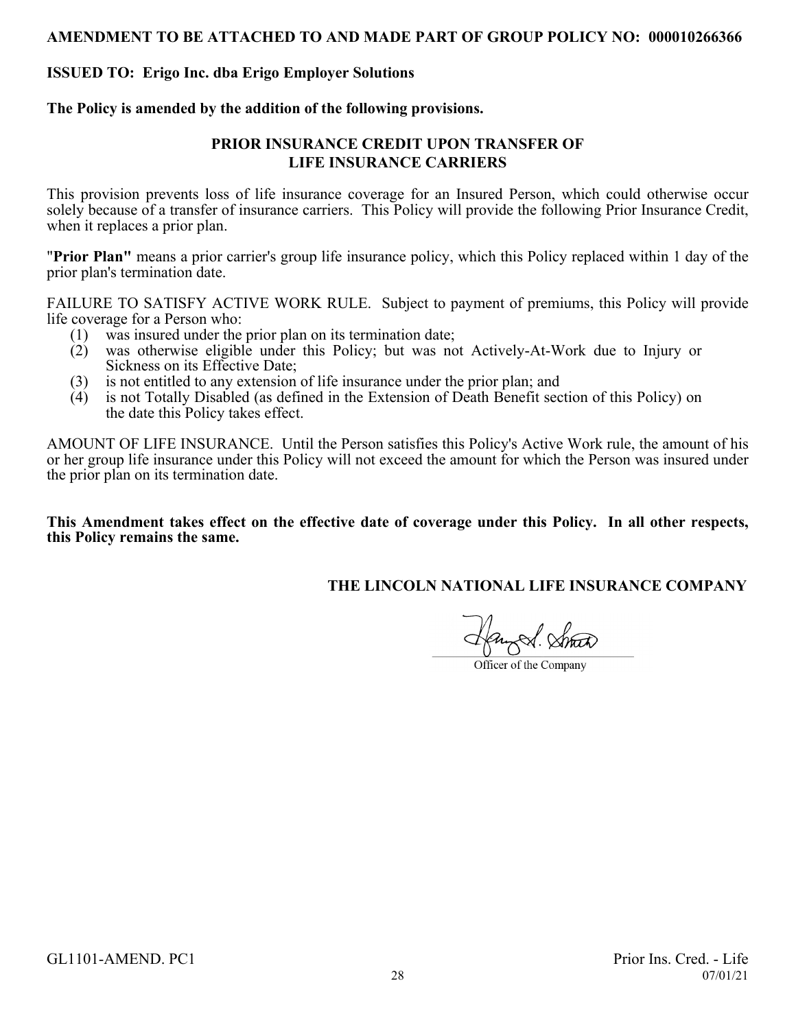**AMENDMENT TO BE ATTACHED TO AND MADE PART OF GROUP POLICY NO: 000010266366**

**ISSUED TO: Erigo Inc. dba Erigo Employer Solutions**

**The Policy is amended by the addition of the following provisions.**

## PRIOR INSURANCE CREDIT UPON TRANSFER OF LIFE INSURANCE CARRIERS

This provision prevents loss of life insurance coverage for an Insured Person, which could otherwise occur solely because of a transfer of insurance carriers. This Policy will provide the following Prior Insurance Credit, when it replaces a prior plan.

"**Prior Plan"** means a prior carrier's group life insurance policy, which this Policy replaced within 1 day of the prior plan's termination date.

FAILURE TO SATISFY ACTIVE WORK RULE. Subject to payment of premiums, this Policy will provide life coverage for a Person who:

(1) was insured under the prior plan on its termination date;
(2) was otherwise eligible under this Policy; but was not Actively-At-Work due to Injury or Sickness on its Effective Date;
(3) is not entitled to any extension of life insurance under the prior plan; and
(4) is not Totally Disabled (as defined in the Extension of Death Benefit section of this Policy) on the date this Policy takes effect.

AMOUNT OF LIFE INSURANCE. Until the Person satisfies this Policy's Active Work rule, the amount of his or her group life insurance under this Policy will not exceed the amount for which the Person was insured under the prior plan on its termination date.

**This Amendment takes effect on the effective date of coverage under this Policy. In all other respects, this Policy remains the same.**

**THE LINCOLN NATIONAL LIFE INSURANCE COMPANY**

Officer of the Company

GL1101-AMEND. PC1

Prior Ins. Cred. - Life
07/01/21